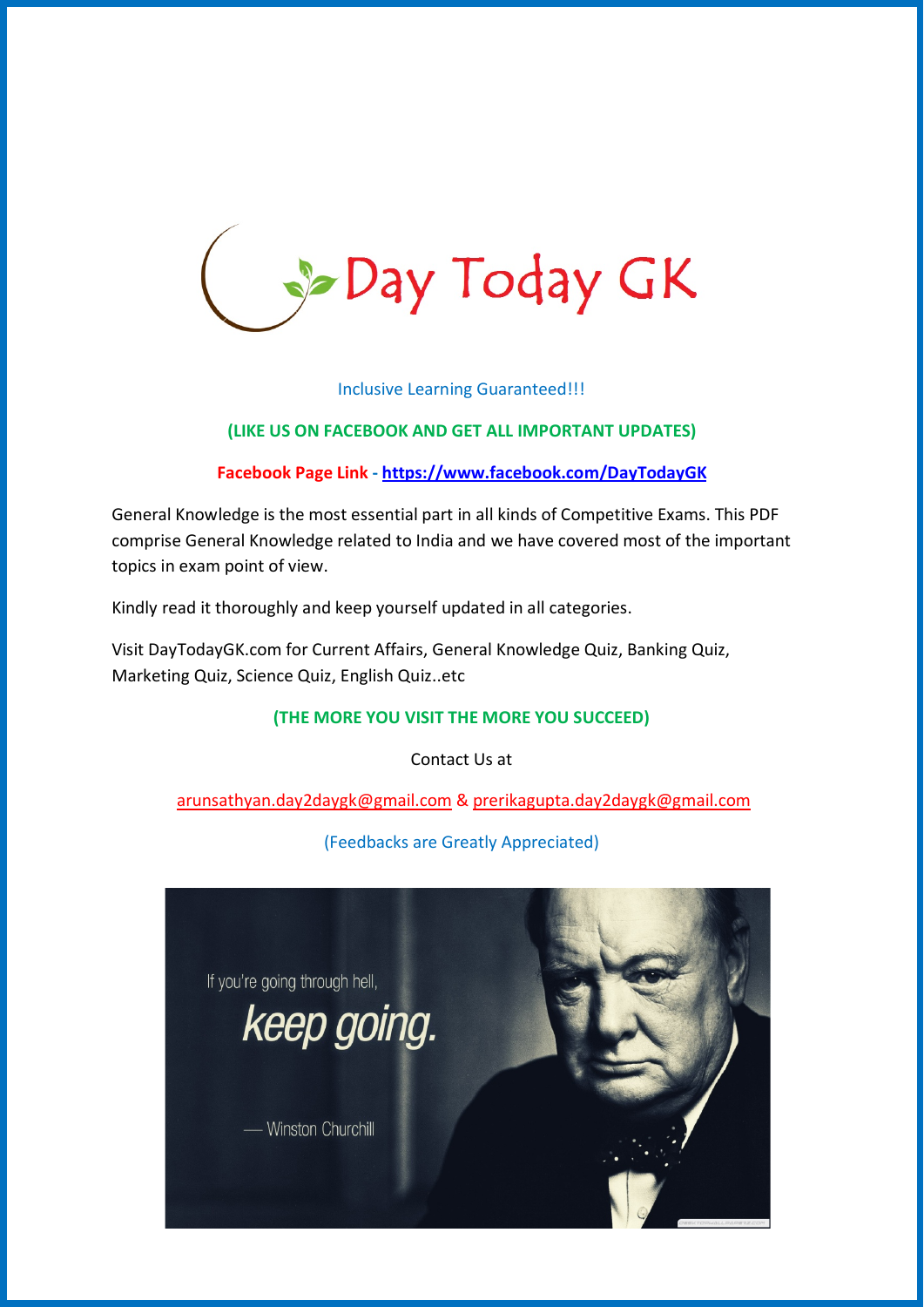# Day Today GK

Inclusive Learning Guaranteed!!!

**(LIKE US ON FACEBOOK AND GET ALL IMPORTANT UPDATES)**

**Facebook Page Link - https://www.facebook.com/DayTodayGK**

General Knowledge is the most essential part in all kinds of Competitive Exams. This PDF comprise General Knowledge related to India and we have covered most of the important topics in exam point of view.

Kindly read it thoroughly and keep yourself updated in all categories.

Visit DayTodayGK.com for Current Affairs, General Knowledge Quiz, Banking Quiz, Marketing Quiz, Science Quiz, English Quiz..etc

**(THE MORE YOU VISIT THE MORE YOU SUCCEED)**

Contact Us at

arunsathyan.day2daygk@gmail.com & prerikagupta.day2daygk@gmail.com

(Feedbacks are Greatly Appreciated)

If you're going through hell, *keep going.*

— Winston Churchill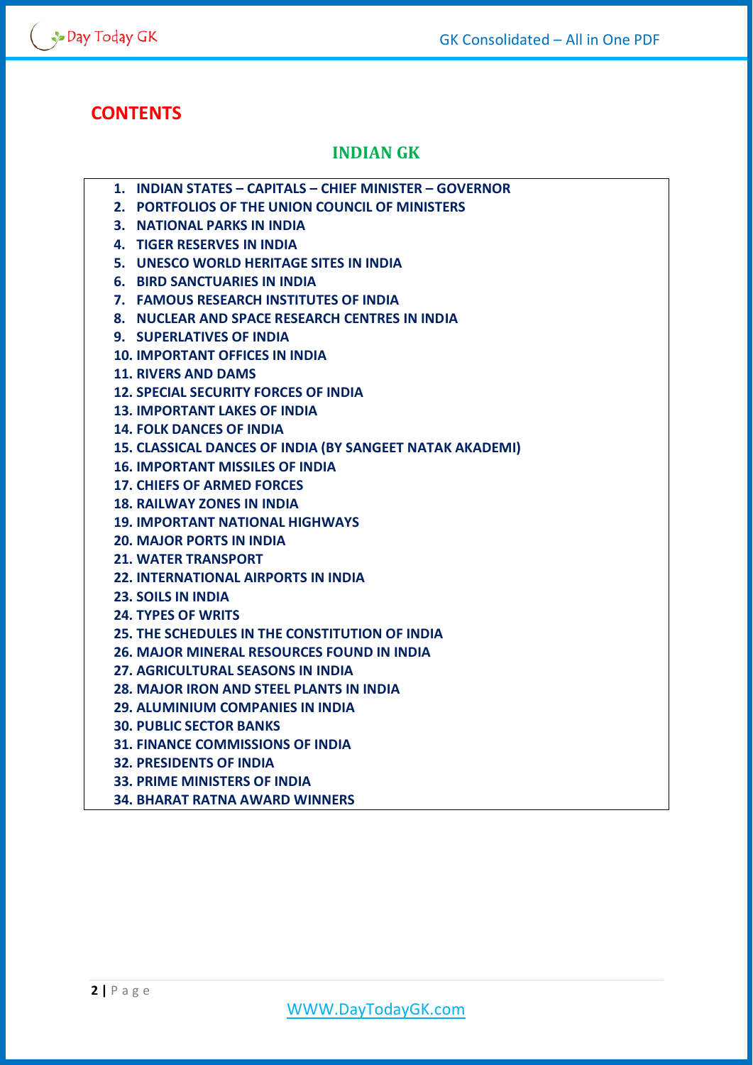# CONTENTS

## INDIAN GK

1. **INDIAN STATES – CAPITALS – CHIEF MINISTER – GOVERNOR**
2. **PORTFOLIOS OF THE UNION COUNCIL OF MINISTERS**
3. **NATIONAL PARKS IN INDIA**
4. **TIGER RESERVES IN INDIA**
5. **UNESCO WORLD HERITAGE SITES IN INDIA**
6. **BIRD SANCTUARIES IN INDIA**
7. **FAMOUS RESEARCH INSTITUTES OF INDIA**
8. **NUCLEAR AND SPACE RESEARCH CENTRES IN INDIA**
9. **SUPERLATIVES OF INDIA**
10. **IMPORTANT OFFICES IN INDIA**
11. **RIVERS AND DAMS**
12. **SPECIAL SECURITY FORCES OF INDIA**
13. **IMPORTANT LAKES OF INDIA**
14. **FOLK DANCES OF INDIA**
15. **CLASSICAL DANCES OF INDIA (BY SANGEET NATAK AKADEMI)**
16. **IMPORTANT MISSILES OF INDIA**
17. **CHIEFS OF ARMED FORCES**
18. **RAILWAY ZONES IN INDIA**
19. **IMPORTANT NATIONAL HIGHWAYS**
20. **MAJOR PORTS IN INDIA**
21. **WATER TRANSPORT**
22. **INTERNATIONAL AIRPORTS IN INDIA**
23. **SOILS IN INDIA**
24. **TYPES OF WRITS**
25. **THE SCHEDULES IN THE CONSTITUTION OF INDIA**
26. **MAJOR MINERAL RESOURCES FOUND IN INDIA**
27. **AGRICULTURAL SEASONS IN INDIA**
28. **MAJOR IRON AND STEEL PLANTS IN INDIA**
29. **ALUMINIUM COMPANIES IN INDIA**
30. **PUBLIC SECTOR BANKS**
31. **FINANCE COMMISSIONS OF INDIA**
32. **PRESIDENTS OF INDIA**
33. **PRIME MINISTERS OF INDIA**
34. **BHARAT RATNA AWARD WINNERS**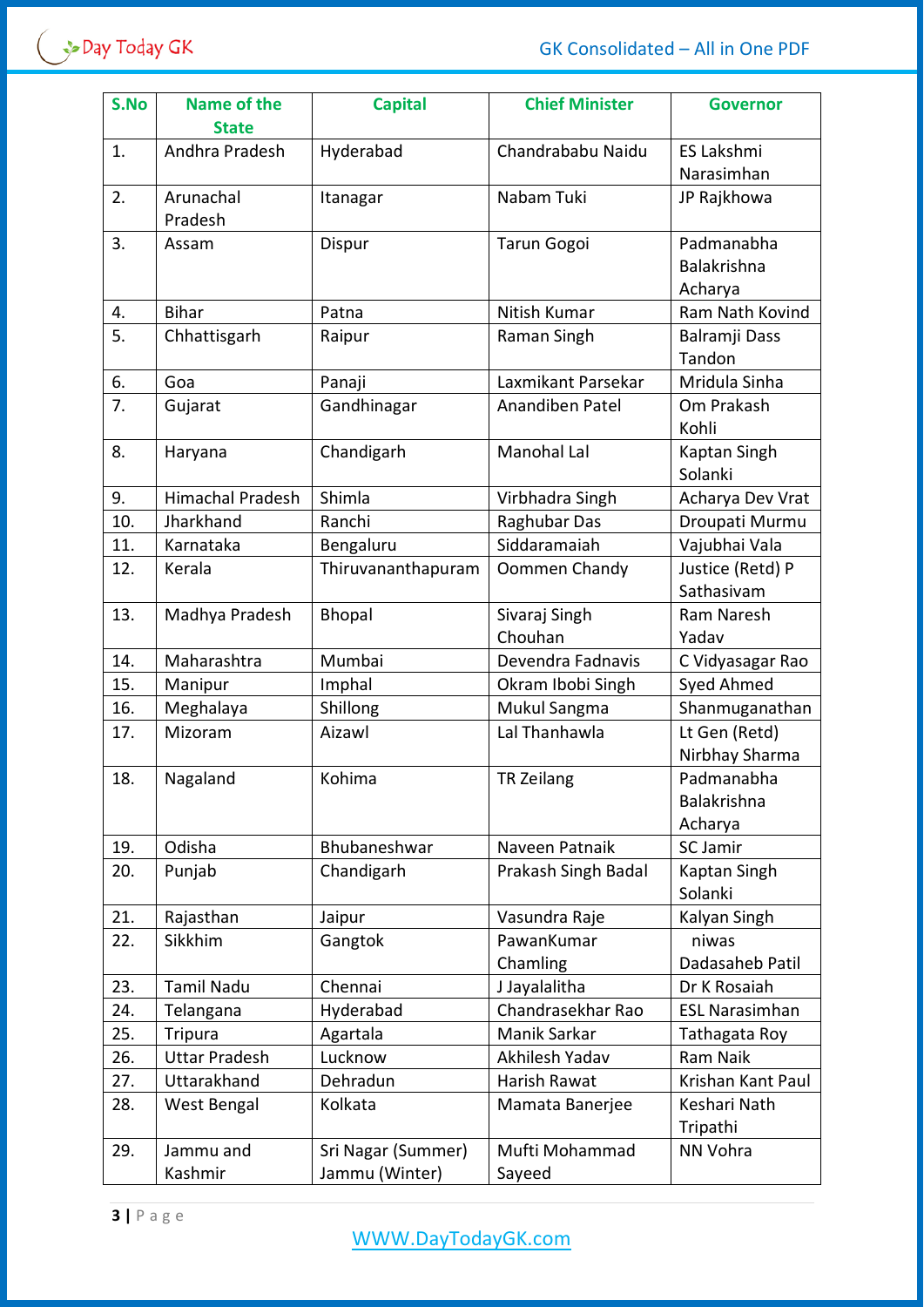| S.No | Name of the State | Capital | Chief Minister | Governor |
|---|---|---|---|---|
| 1. | Andhra Pradesh | Hyderabad | Chandrababu Naidu | ES Lakshmi Narasimhan |
| 2. | Arunachal Pradesh | Itanagar | Nabam Tuki | JP Rajkhowa |
| 3. | Assam | Dispur | Tarun Gogoi | Padmanabha Balakrishna Acharya |
| 4. | Bihar | Patna | Nitish Kumar | Ram Nath Kovind |
| 5. | Chhattisgarh | Raipur | Raman Singh | Balramji Dass Tandon |
| 6. | Goa | Panaji | Laxmikant Parsekar | Mridula Sinha |
| 7. | Gujarat | Gandhinagar | Anandiben Patel | Om Prakash Kohli |
| 8. | Haryana | Chandigarh | Manohal Lal | Kaptan Singh Solanki |
| 9. | Himachal Pradesh | Shimla | Virbhadra Singh | Acharya Dev Vrat |
| 10. | Jharkhand | Ranchi | Raghubar Das | Droupati Murmu |
| 11. | Karnataka | Bengaluru | Siddaramaiah | Vajubhai Vala |
| 12. | Kerala | Thiruvananthapuram | Oommen Chandy | Justice (Retd) P Sathasivam |
| 13. | Madhya Pradesh | Bhopal | Sivaraj Singh Chouhan | Ram Naresh Yadav |
| 14. | Maharashtra | Mumbai | Devendra Fadnavis | C Vidyasagar Rao |
| 15. | Manipur | Imphal | Okram Ibobi Singh | Syed Ahmed |
| 16. | Meghalaya | Shillong | Mukul Sangma | Shanmuganathan |
| 17. | Mizoram | Aizawl | Lal Thanhawla | Lt Gen (Retd) Nirbhay Sharma |
| 18. | Nagaland | Kohima | TR Zeilang | Padmanabha Balakrishna Acharya |
| 19. | Odisha | Bhubaneshwar | Naveen Patnaik | SC Jamir |
| 20. | Punjab | Chandigarh | Prakash Singh Badal | Kaptan Singh Solanki |
| 21. | Rajasthan | Jaipur | Vasundra Raje | Kalyan Singh |
| 22. | Sikkhim | Gangtok | PawanKumar Chamling | niwas Dadasaheb Patil |
| 23. | Tamil Nadu | Chennai | J Jayalalitha | Dr K Rosaiah |
| 24. | Telangana | Hyderabad | Chandrasekhar Rao | ESL Narasimhan |
| 25. | Tripura | Agartala | Manik Sarkar | Tathagata Roy |
| 26. | Uttar Pradesh | Lucknow | Akhilesh Yadav | Ram Naik |
| 27. | Uttarakhand | Dehradun | Harish Rawat | Krishan Kant Paul |
| 28. | West Bengal | Kolkata | Mamata Banerjee | Keshari Nath Tripathi |
| 29. | Jammu and Kashmir | Sri Nagar (Summer) Jammu (Winter) | Mufti Mohammad Sayeed | NN Vohra |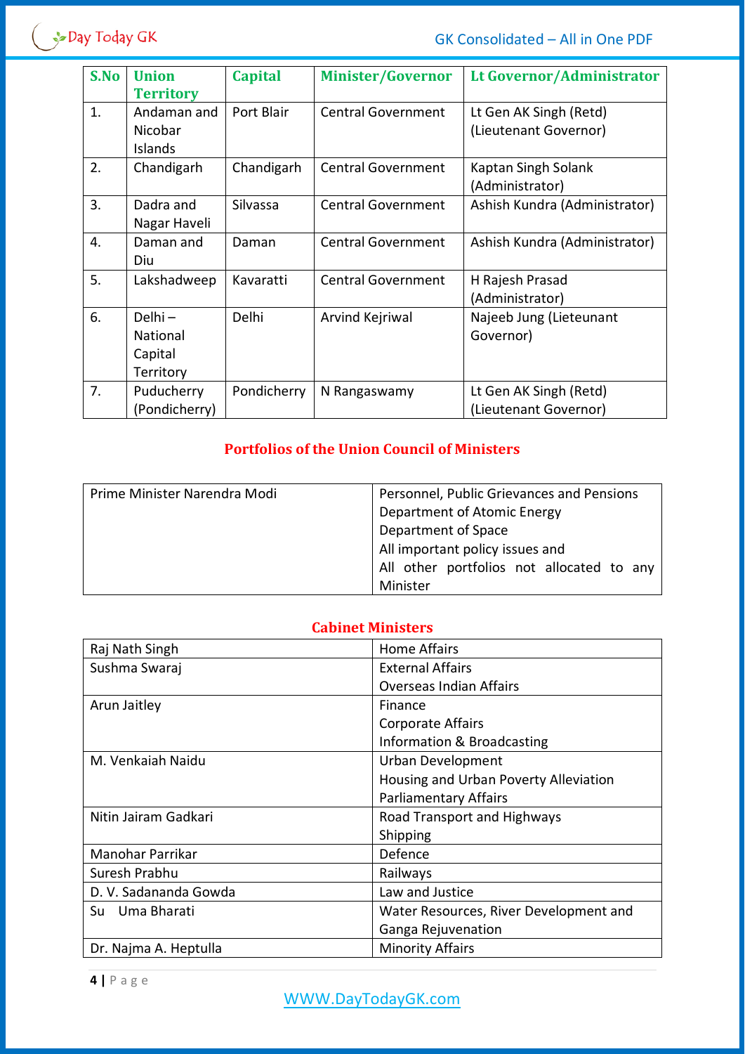| S.No | Union Territory | Capital | Minister/Governor | Lt Governor/Administrator |
|---|---|---|---|---|
| 1. | Andaman and Nicobar Islands | Port Blair | Central Government | Lt Gen AK Singh (Retd) (Lieutenant Governor) |
| 2. | Chandigarh | Chandigarh | Central Government | Kaptan Singh Solank (Administrator) |
| 3. | Dadra and Nagar Haveli | Silvassa | Central Government | Ashish Kundra (Administrator) |
| 4. | Daman and Diu | Daman | Central Government | Ashish Kundra (Administrator) |
| 5. | Lakshadweep | Kavaratti | Central Government | H Rajesh Prasad (Administrator) |
| 6. | Delhi – National Capital Territory | Delhi | Arvind Kejriwal | Najeeb Jung (Lieteunant Governor) |
| 7. | Puducherry (Pondicherry) | Pondicherry | N Rangaswamy | Lt Gen AK Singh (Retd) (Lieutenant Governor) |

## Portfolios of the Union Council of Ministers

| | |
|---|---|
| Prime Minister Narendra Modi | Personnel, Public Grievances and Pensions<br>Department of Atomic Energy<br>Department of Space<br>All important policy issues and<br>All other portfolios not allocated to any Minister |

## Cabinet Ministers

| | |
|---|---|
| Raj Nath Singh | Home Affairs |
| Sushma Swaraj | External Affairs<br>Overseas Indian Affairs |
| Arun Jaitley | Finance<br>Corporate Affairs<br>Information & Broadcasting |
| M. Venkaiah Naidu | Urban Development<br>Housing and Urban Poverty Alleviation<br>Parliamentary Affairs |
| Nitin Jairam Gadkari | Road Transport and Highways<br>Shipping |
| Manohar Parrikar | Defence |
| Suresh Prabhu | Railways |
| D. V. Sadananda Gowda | Law and Justice |
| Su Uma Bharati | Water Resources, River Development and Ganga Rejuvenation |
| Dr. Najma A. Heptulla | Minority Affairs |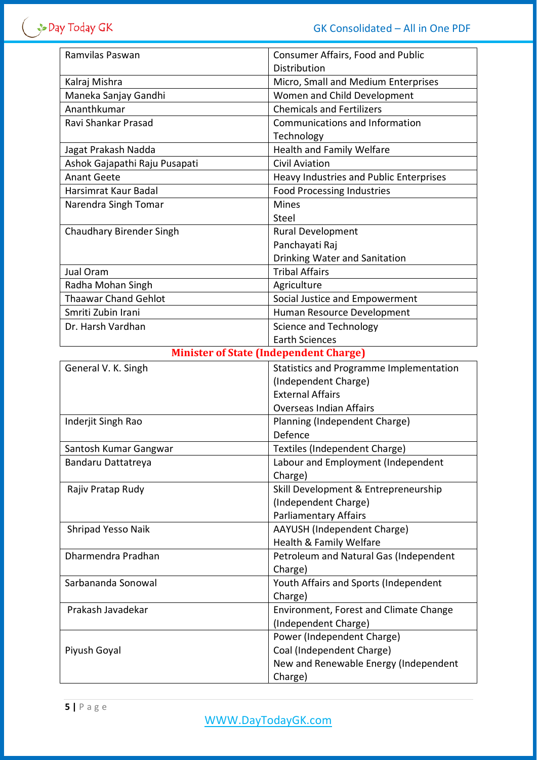| | |
|---|---|
| Ramvilas Paswan | Consumer Affairs, Food and Public Distribution |
| Kalraj Mishra | Micro, Small and Medium Enterprises |
| Maneka Sanjay Gandhi | Women and Child Development |
| Ananthkumar | Chemicals and Fertilizers |
| Ravi Shankar Prasad | Communications and Information Technology |
| Jagat Prakash Nadda | Health and Family Welfare |
| Ashok Gajapathi Raju Pusapati | Civil Aviation |
| Anant Geete | Heavy Industries and Public Enterprises |
| Harsimrat Kaur Badal | Food Processing Industries |
| Narendra Singh Tomar | Mines<br>Steel |
| Chaudhary Birender Singh | Rural Development<br>Panchayati Raj<br>Drinking Water and Sanitation |
| Jual Oram | Tribal Affairs |
| Radha Mohan Singh | Agriculture |
| Thaawar Chand Gehlot | Social Justice and Empowerment |
| Smriti Zubin Irani | Human Resource Development |
| Dr. Harsh Vardhan | Science and Technology<br>Earth Sciences |

## Minister of State (Independent Charge)

| | |
|---|---|
| General V. K. Singh | Statistics and Programme Implementation (Independent Charge)<br>External Affairs<br>Overseas Indian Affairs |
| Inderjit Singh Rao | Planning (Independent Charge)<br>Defence |
| Santosh Kumar Gangwar | Textiles (Independent Charge) |
| Bandaru Dattatreya | Labour and Employment (Independent Charge) |
| Rajiv Pratap Rudy | Skill Development & Entrepreneurship (Independent Charge)<br>Parliamentary Affairs |
| Shripad Yesso Naik | AAYUSH (Independent Charge)<br>Health & Family Welfare |
| Dharmendra Pradhan | Petroleum and Natural Gas (Independent Charge) |
| Sarbananda Sonowal | Youth Affairs and Sports (Independent Charge) |
| Prakash Javadekar | Environment, Forest and Climate Change (Independent Charge) |
| Piyush Goyal | Power (Independent Charge)<br>Coal (Independent Charge)<br>New and Renewable Energy (Independent Charge) |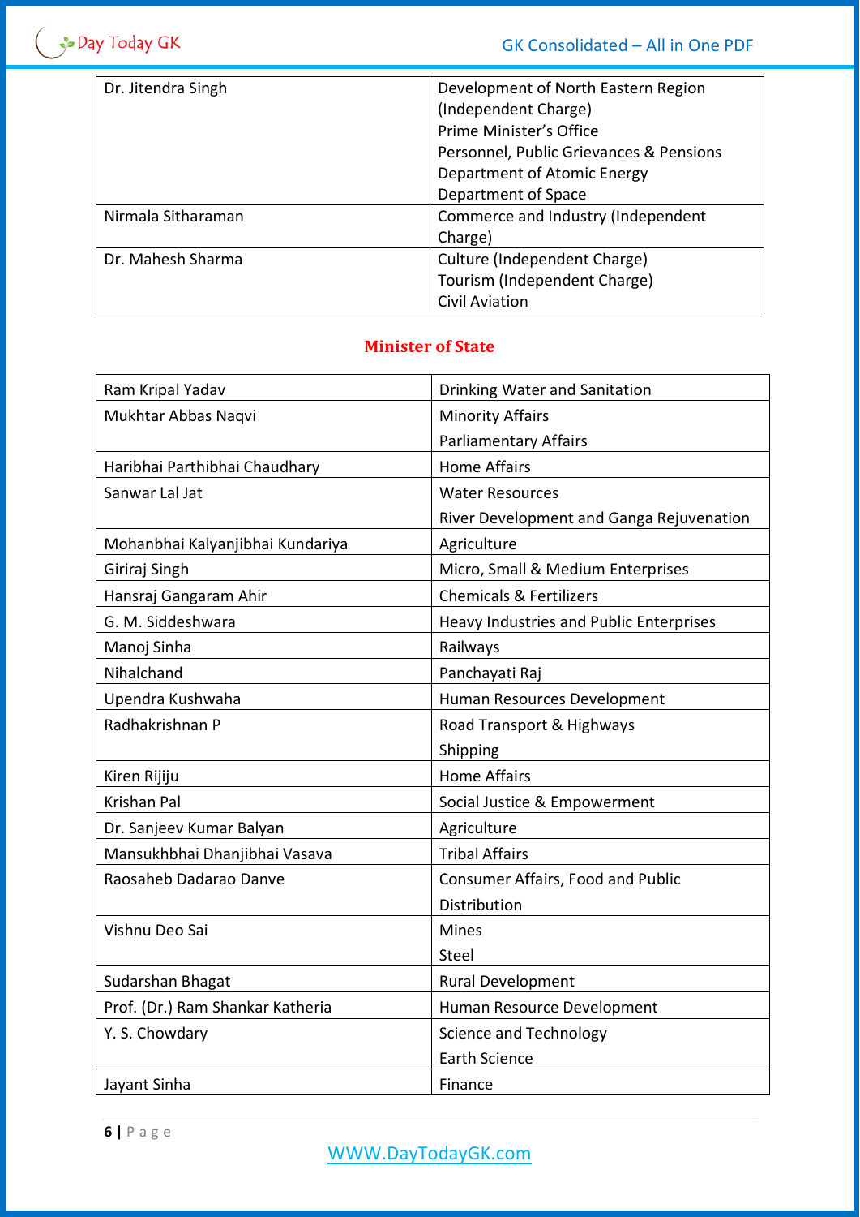| Dr. Jitendra Singh | Development of North Eastern Region (Independent Charge)<br>Prime Minister's Office<br>Personnel, Public Grievances & Pensions<br>Department of Atomic Energy<br>Department of Space |
|---|---|
| Nirmala Sitharaman | Commerce and Industry (Independent Charge) |
| Dr. Mahesh Sharma | Culture (Independent Charge)<br>Tourism (Independent Charge)<br>Civil Aviation |

## Minister of State

| Ram Kripal Yadav | Drinking Water and Sanitation |
|---|---|
| Mukhtar Abbas Naqvi | Minority Affairs<br>Parliamentary Affairs |
| Haribhai Parthibhai Chaudhary | Home Affairs |
| Sanwar Lal Jat | Water Resources<br>River Development and Ganga Rejuvenation |
| Mohanbhai Kalyanjibhai Kundariya | Agriculture |
| Giriraj Singh | Micro, Small & Medium Enterprises |
| Hansraj Gangaram Ahir | Chemicals & Fertilizers |
| G. M. Siddeshwara | Heavy Industries and Public Enterprises |
| Manoj Sinha | Railways |
| Nihalchand | Panchayati Raj |
| Upendra Kushwaha | Human Resources Development |
| Radhakrishnan P | Road Transport & Highways<br>Shipping |
| Kiren Rijiju | Home Affairs |
| Krishan Pal | Social Justice & Empowerment |
| Dr. Sanjeev Kumar Balyan | Agriculture |
| Mansukhbhai Dhanjibhai Vasava | Tribal Affairs |
| Raosaheb Dadarao Danve | Consumer Affairs, Food and Public Distribution |
| Vishnu Deo Sai | Mines<br>Steel |
| Sudarshan Bhagat | Rural Development |
| Prof. (Dr.) Ram Shankar Katheria | Human Resource Development |
| Y. S. Chowdary | Science and Technology<br>Earth Science |
| Jayant Sinha | Finance |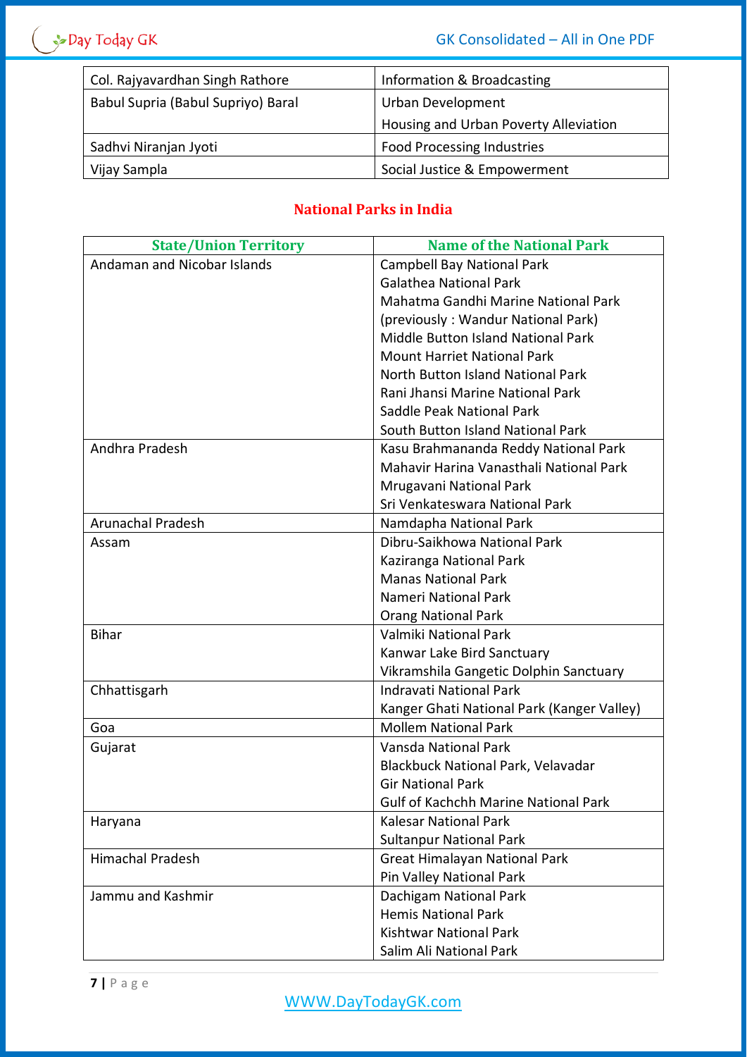| | |
|---|---|
| Col. Rajyavardhan Singh Rathore | Information & Broadcasting |
| Babul Supria (Babul Supriyo) Baral | Urban Development<br>Housing and Urban Poverty Alleviation |
| Sadhvi Niranjan Jyoti | Food Processing Industries |
| Vijay Sampla | Social Justice & Empowerment |

## National Parks in India

| State/Union Territory | Name of the National Park |
|---|---|
| Andaman and Nicobar Islands | Campbell Bay National Park<br>Galathea National Park<br>Mahatma Gandhi Marine National Park (previously : Wandur National Park)<br>Middle Button Island National Park<br>Mount Harriet National Park<br>North Button Island National Park<br>Rani Jhansi Marine National Park<br>Saddle Peak National Park<br>South Button Island National Park |
| Andhra Pradesh | Kasu Brahmananda Reddy National Park<br>Mahavir Harina Vanasthali National Park<br>Mrugavani National Park<br>Sri Venkateswara National Park |
| Arunachal Pradesh | Namdapha National Park |
| Assam | Dibru-Saikhowa National Park<br>Kaziranga National Park<br>Manas National Park<br>Nameri National Park<br>Orang National Park |
| Bihar | Valmiki National Park<br>Kanwar Lake Bird Sanctuary<br>Vikramshila Gangetic Dolphin Sanctuary |
| Chhattisgarh | Indravati National Park<br>Kanger Ghati National Park (Kanger Valley) |
| Goa | Mollem National Park |
| Gujarat | Vansda National Park<br>Blackbuck National Park, Velavadar<br>Gir National Park<br>Gulf of Kachchh Marine National Park |
| Haryana | Kalesar National Park<br>Sultanpur National Park |
| Himachal Pradesh | Great Himalayan National Park<br>Pin Valley National Park |
| Jammu and Kashmir | Dachigam National Park<br>Hemis National Park<br>Kishtwar National Park<br>Salim Ali National Park |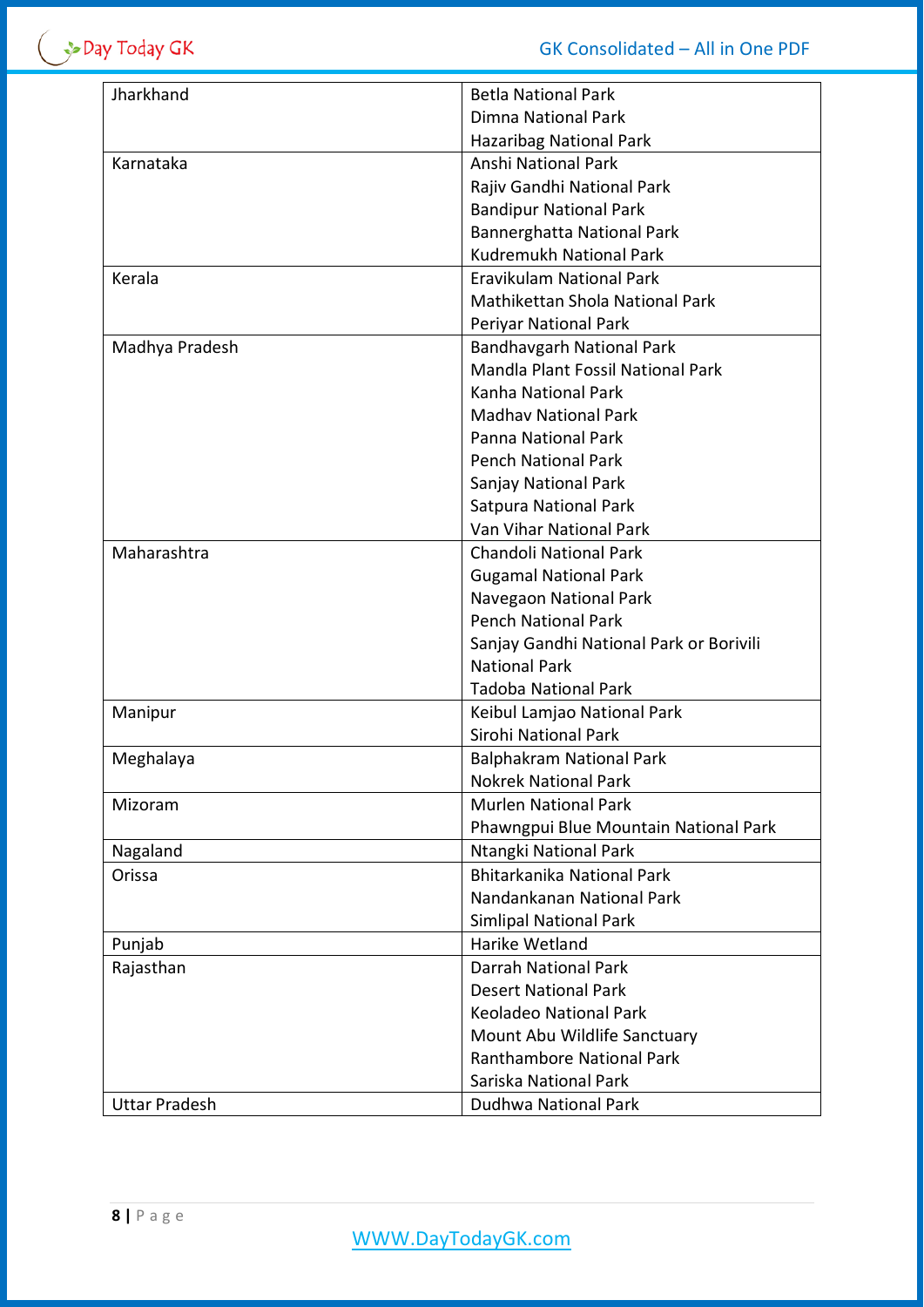| Jharkhand | Betla National Park<br>Dimna National Park<br>Hazaribag National Park |
|---|---|
| Karnataka | Anshi National Park<br>Rajiv Gandhi National Park<br>Bandipur National Park<br>Bannerghatta National Park<br>Kudremukh National Park |
| Kerala | Eravikulam National Park<br>Mathikettan Shola National Park<br>Periyar National Park |
| Madhya Pradesh | Bandhavgarh National Park<br>Mandla Plant Fossil National Park<br>Kanha National Park<br>Madhav National Park<br>Panna National Park<br>Pench National Park<br>Sanjay National Park<br>Satpura National Park<br>Van Vihar National Park |
| Maharashtra | Chandoli National Park<br>Gugamal National Park<br>Navegaon National Park<br>Pench National Park<br>Sanjay Gandhi National Park or Borivili National Park<br>Tadoba National Park |
| Manipur | Keibul Lamjao National Park<br>Sirohi National Park |
| Meghalaya | Balphakram National Park<br>Nokrek National Park |
| Mizoram | Murlen National Park<br>Phawngpui Blue Mountain National Park |
| Nagaland | Ntangki National Park |
| Orissa | Bhitarkanika National Park<br>Nandankanan National Park<br>Simlipal National Park |
| Punjab | Harike Wetland |
| Rajasthan | Darrah National Park<br>Desert National Park<br>Keoladeo National Park<br>Mount Abu Wildlife Sanctuary<br>Ranthambore National Park<br>Sariska National Park |
| Uttar Pradesh | Dudhwa National Park |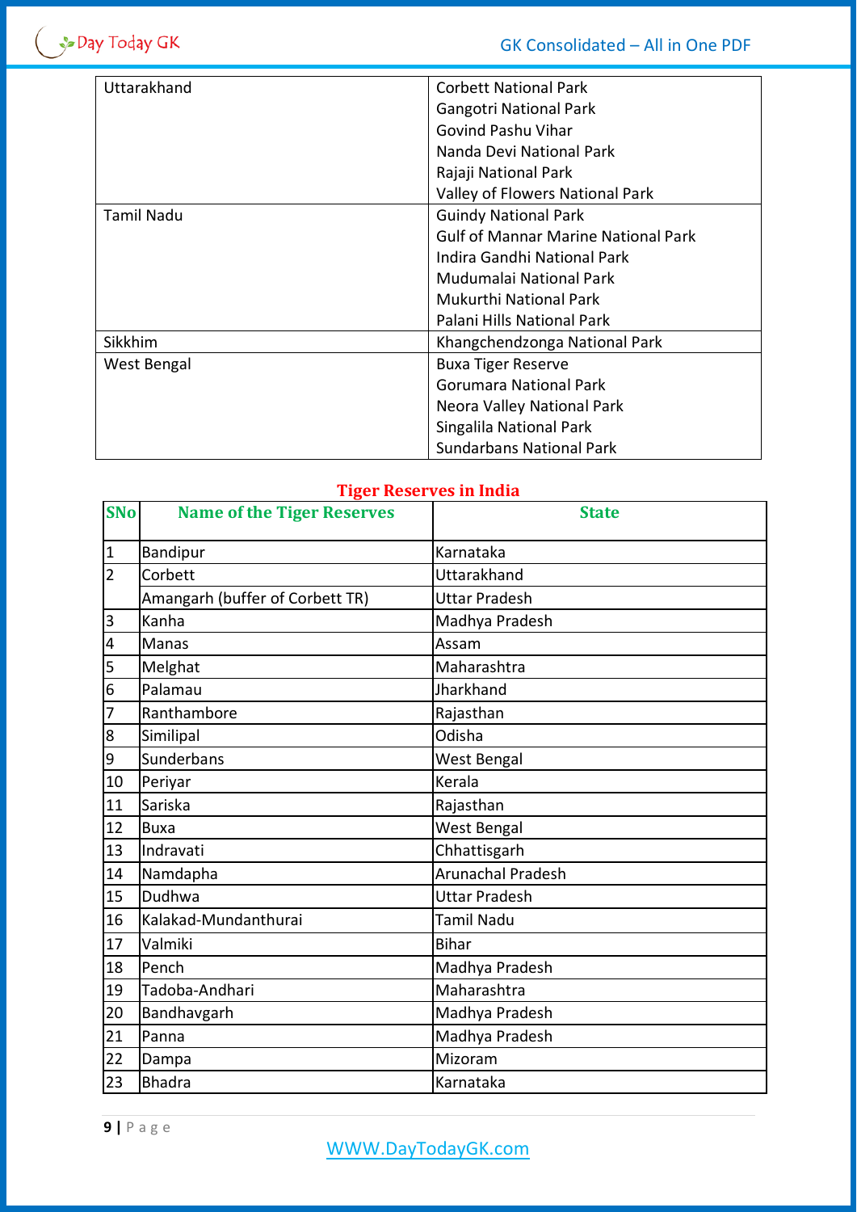| | |
|---|---|
| Uttarakhand | Corbett National Park<br>Gangotri National Park<br>Govind Pashu Vihar<br>Nanda Devi National Park<br>Rajaji National Park<br>Valley of Flowers National Park |
| Tamil Nadu | Guindy National Park<br>Gulf of Mannar Marine National Park<br>Indira Gandhi National Park<br>Mudumalai National Park<br>Mukurthi National Park<br>Palani Hills National Park |
| Sikkhim | Khangchendzonga National Park |
| West Bengal | Buxa Tiger Reserve<br>Gorumara National Park<br>Neora Valley National Park<br>Singalila National Park<br>Sundarbans National Park |

## Tiger Reserves in India

| SNo | Name of the Tiger Reserves | State |
|---|---|---|
| 1 | Bandipur | Karnataka |
| 2 | Corbett | Uttarakhand |
| | Amangarh (buffer of Corbett TR) | Uttar Pradesh |
| 3 | Kanha | Madhya Pradesh |
| 4 | Manas | Assam |
| 5 | Melghat | Maharashtra |
| 6 | Palamau | Jharkhand |
| 7 | Ranthambore | Rajasthan |
| 8 | Similipal | Odisha |
| 9 | Sunderbans | West Bengal |
| 10 | Periyar | Kerala |
| 11 | Sariska | Rajasthan |
| 12 | Buxa | West Bengal |
| 13 | Indravati | Chhattisgarh |
| 14 | Namdapha | Arunachal Pradesh |
| 15 | Dudhwa | Uttar Pradesh |
| 16 | Kalakad-Mundanthurai | Tamil Nadu |
| 17 | Valmiki | Bihar |
| 18 | Pench | Madhya Pradesh |
| 19 | Tadoba-Andhari | Maharashtra |
| 20 | Bandhavgarh | Madhya Pradesh |
| 21 | Panna | Madhya Pradesh |
| 22 | Dampa | Mizoram |
| 23 | Bhadra | Karnataka |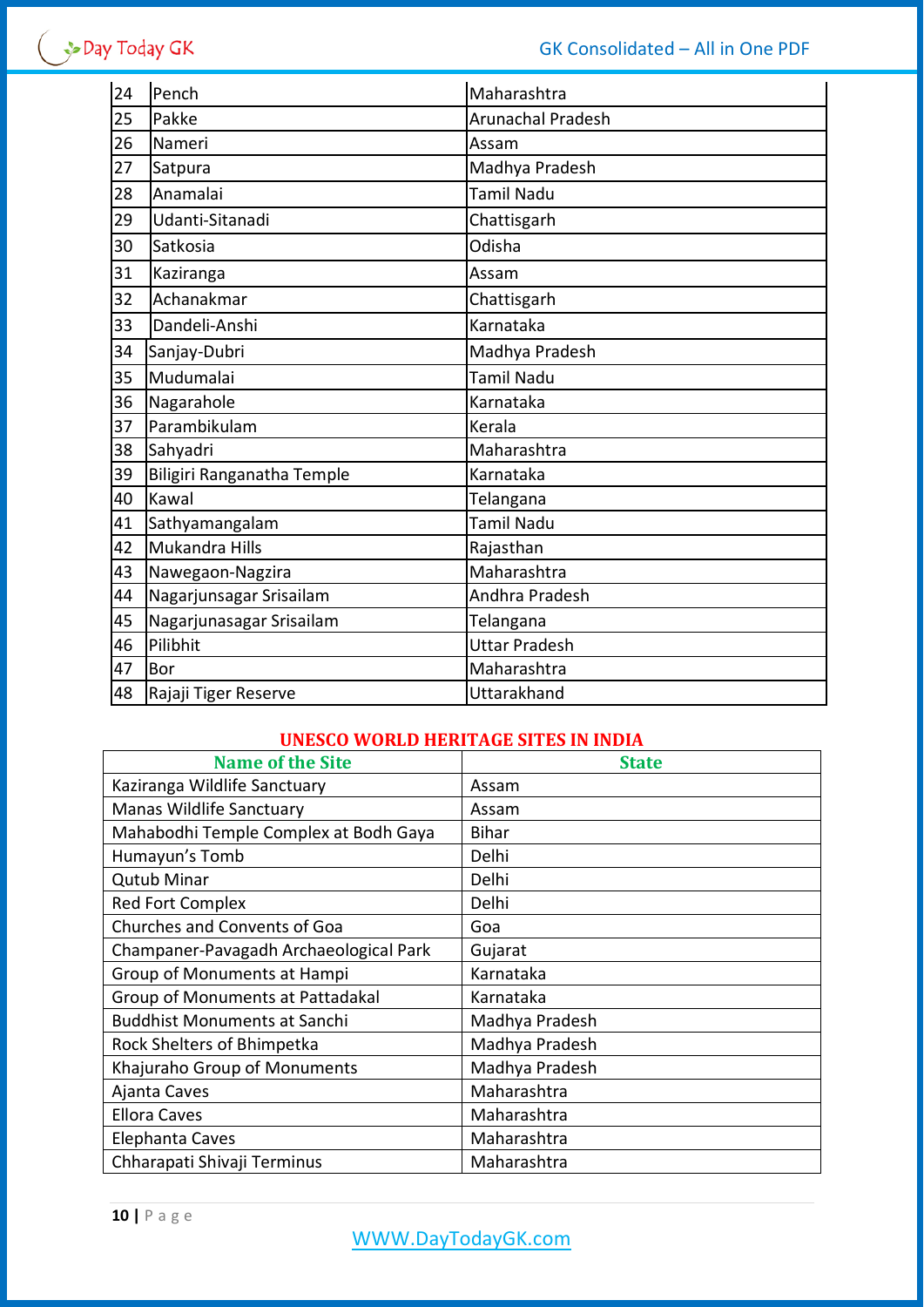| 24 | Pench | Maharashtra |
|---|---|---|
| 25 | Pakke | Arunachal Pradesh |
| 26 | Nameri | Assam |
| 27 | Satpura | Madhya Pradesh |
| 28 | Anamalai | Tamil Nadu |
| 29 | Udanti-Sitanadi | Chattisgarh |
| 30 | Satkosia | Odisha |
| 31 | Kaziranga | Assam |
| 32 | Achanakmar | Chattisgarh |
| 33 | Dandeli-Anshi | Karnataka |
| 34 | Sanjay-Dubri | Madhya Pradesh |
| 35 | Mudumalai | Tamil Nadu |
| 36 | Nagarahole | Karnataka |
| 37 | Parambikulam | Kerala |
| 38 | Sahyadri | Maharashtra |
| 39 | Biligiri Ranganatha Temple | Karnataka |
| 40 | Kawal | Telangana |
| 41 | Sathyamangalam | Tamil Nadu |
| 42 | Mukandra Hills | Rajasthan |
| 43 | Nawegaon-Nagzira | Maharashtra |
| 44 | Nagarjunsagar Srisailam | Andhra Pradesh |
| 45 | Nagarjunasagar Srisailam | Telangana |
| 46 | Pilibhit | Uttar Pradesh |
| 47 | Bor | Maharashtra |
| 48 | Rajaji Tiger Reserve | Uttarakhand |

## UNESCO WORLD HERITAGE SITES IN INDIA

| Name of the Site | State |
|---|---|
| Kaziranga Wildlife Sanctuary | Assam |
| Manas Wildlife Sanctuary | Assam |
| Mahabodhi Temple Complex at Bodh Gaya | Bihar |
| Humayun's Tomb | Delhi |
| Qutub Minar | Delhi |
| Red Fort Complex | Delhi |
| Churches and Convents of Goa | Goa |
| Champaner-Pavagadh Archaeological Park | Gujarat |
| Group of Monuments at Hampi | Karnataka |
| Group of Monuments at Pattadakal | Karnataka |
| Buddhist Monuments at Sanchi | Madhya Pradesh |
| Rock Shelters of Bhimpetka | Madhya Pradesh |
| Khajuraho Group of Monuments | Madhya Pradesh |
| Ajanta Caves | Maharashtra |
| Ellora Caves | Maharashtra |
| Elephanta Caves | Maharashtra |
| Chharapati Shivaji Terminus | Maharashtra |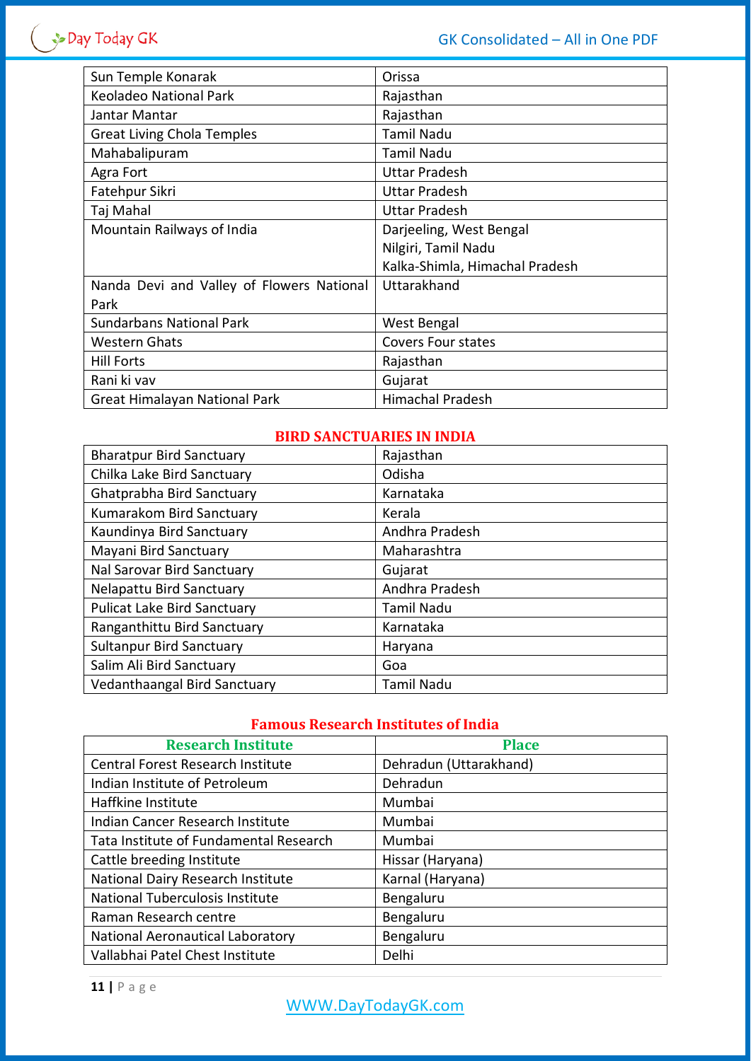| | |
|---|---|
| Sun Temple Konarak | Orissa |
| Keoladeo National Park | Rajasthan |
| Jantar Mantar | Rajasthan |
| Great Living Chola Temples | Tamil Nadu |
| Mahabalipuram | Tamil Nadu |
| Agra Fort | Uttar Pradesh |
| Fatehpur Sikri | Uttar Pradesh |
| Taj Mahal | Uttar Pradesh |
| Mountain Railways of India | Darjeeling, West Bengal<br>Nilgiri, Tamil Nadu<br>Kalka-Shimla, Himachal Pradesh |
| Nanda Devi and Valley of Flowers National Park | Uttarakhand |
| Sundarbans National Park | West Bengal |
| Western Ghats | Covers Four states |
| Hill Forts | Rajasthan |
| Rani ki vav | Gujarat |
| Great Himalayan National Park | Himachal Pradesh |

## BIRD SANCTUARIES IN INDIA

| | |
|---|---|
| Bharatpur Bird Sanctuary | Rajasthan |
| Chilka Lake Bird Sanctuary | Odisha |
| Ghatprabha Bird Sanctuary | Karnataka |
| Kumarakom Bird Sanctuary | Kerala |
| Kaundinya Bird Sanctuary | Andhra Pradesh |
| Mayani Bird Sanctuary | Maharashtra |
| Nal Sarovar Bird Sanctuary | Gujarat |
| Nelapattu Bird Sanctuary | Andhra Pradesh |
| Pulicat Lake Bird Sanctuary | Tamil Nadu |
| Ranganthittu Bird Sanctuary | Karnataka |
| Sultanpur Bird Sanctuary | Haryana |
| Salim Ali Bird Sanctuary | Goa |
| Vedanthaangal Bird Sanctuary | Tamil Nadu |

## Famous Research Institutes of India

| Research Institute | Place |
|---|---|
| Central Forest Research Institute | Dehradun (Uttarakhand) |
| Indian Institute of Petroleum | Dehradun |
| Haffkine Institute | Mumbai |
| Indian Cancer Research Institute | Mumbai |
| Tata Institute of Fundamental Research | Mumbai |
| Cattle breeding Institute | Hissar (Haryana) |
| National Dairy Research Institute | Karnal (Haryana) |
| National Tuberculosis Institute | Bengaluru |
| Raman Research centre | Bengaluru |
| National Aeronautical Laboratory | Bengaluru |
| Vallabhai Patel Chest Institute | Delhi |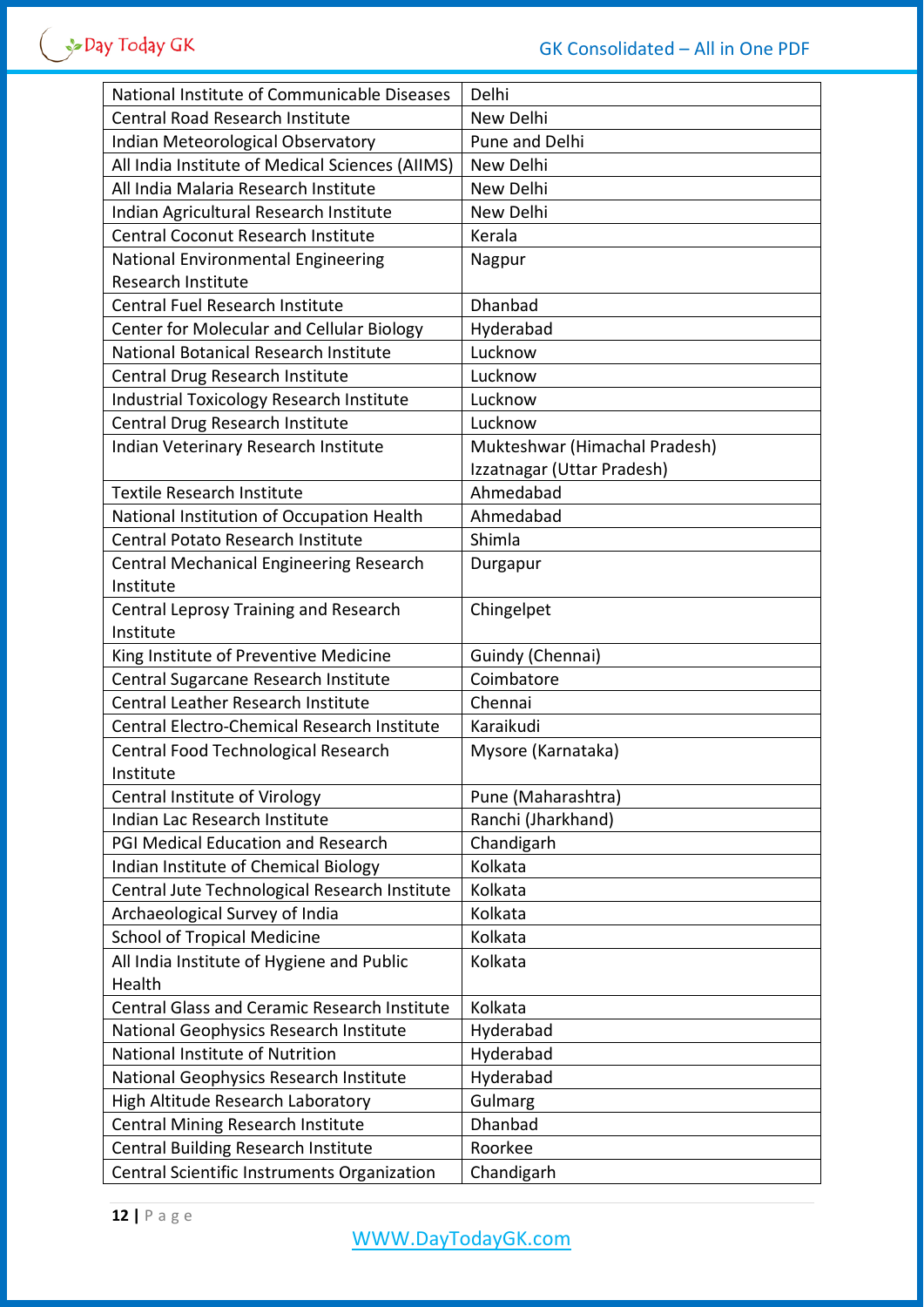| National Institute of Communicable Diseases | Delhi |
|---|---|
| Central Road Research Institute | New Delhi |
| Indian Meteorological Observatory | Pune and Delhi |
| All India Institute of Medical Sciences (AIIMS) | New Delhi |
| All India Malaria Research Institute | New Delhi |
| Indian Agricultural Research Institute | New Delhi |
| Central Coconut Research Institute | Kerala |
| National Environmental Engineering Research Institute | Nagpur |
| Central Fuel Research Institute | Dhanbad |
| Center for Molecular and Cellular Biology | Hyderabad |
| National Botanical Research Institute | Lucknow |
| Central Drug Research Institute | Lucknow |
| Industrial Toxicology Research Institute | Lucknow |
| Central Drug Research Institute | Lucknow |
| Indian Veterinary Research Institute | Mukteshwar (Himachal Pradesh) Izzatnagar (Uttar Pradesh) |
| Textile Research Institute | Ahmedabad |
| National Institution of Occupation Health | Ahmedabad |
| Central Potato Research Institute | Shimla |
| Central Mechanical Engineering Research Institute | Durgapur |
| Central Leprosy Training and Research Institute | Chingelpet |
| King Institute of Preventive Medicine | Guindy (Chennai) |
| Central Sugarcane Research Institute | Coimbatore |
| Central Leather Research Institute | Chennai |
| Central Electro-Chemical Research Institute | Karaikudi |
| Central Food Technological Research Institute | Mysore (Karnataka) |
| Central Institute of Virology | Pune (Maharashtra) |
| Indian Lac Research Institute | Ranchi (Jharkhand) |
| PGI Medical Education and Research | Chandigarh |
| Indian Institute of Chemical Biology | Kolkata |
| Central Jute Technological Research Institute | Kolkata |
| Archaeological Survey of India | Kolkata |
| School of Tropical Medicine | Kolkata |
| All India Institute of Hygiene and Public Health | Kolkata |
| Central Glass and Ceramic Research Institute | Kolkata |
| National Geophysics Research Institute | Hyderabad |
| National Institute of Nutrition | Hyderabad |
| National Geophysics Research Institute | Hyderabad |
| High Altitude Research Laboratory | Gulmarg |
| Central Mining Research Institute | Dhanbad |
| Central Building Research Institute | Roorkee |
| Central Scientific Instruments Organization | Chandigarh |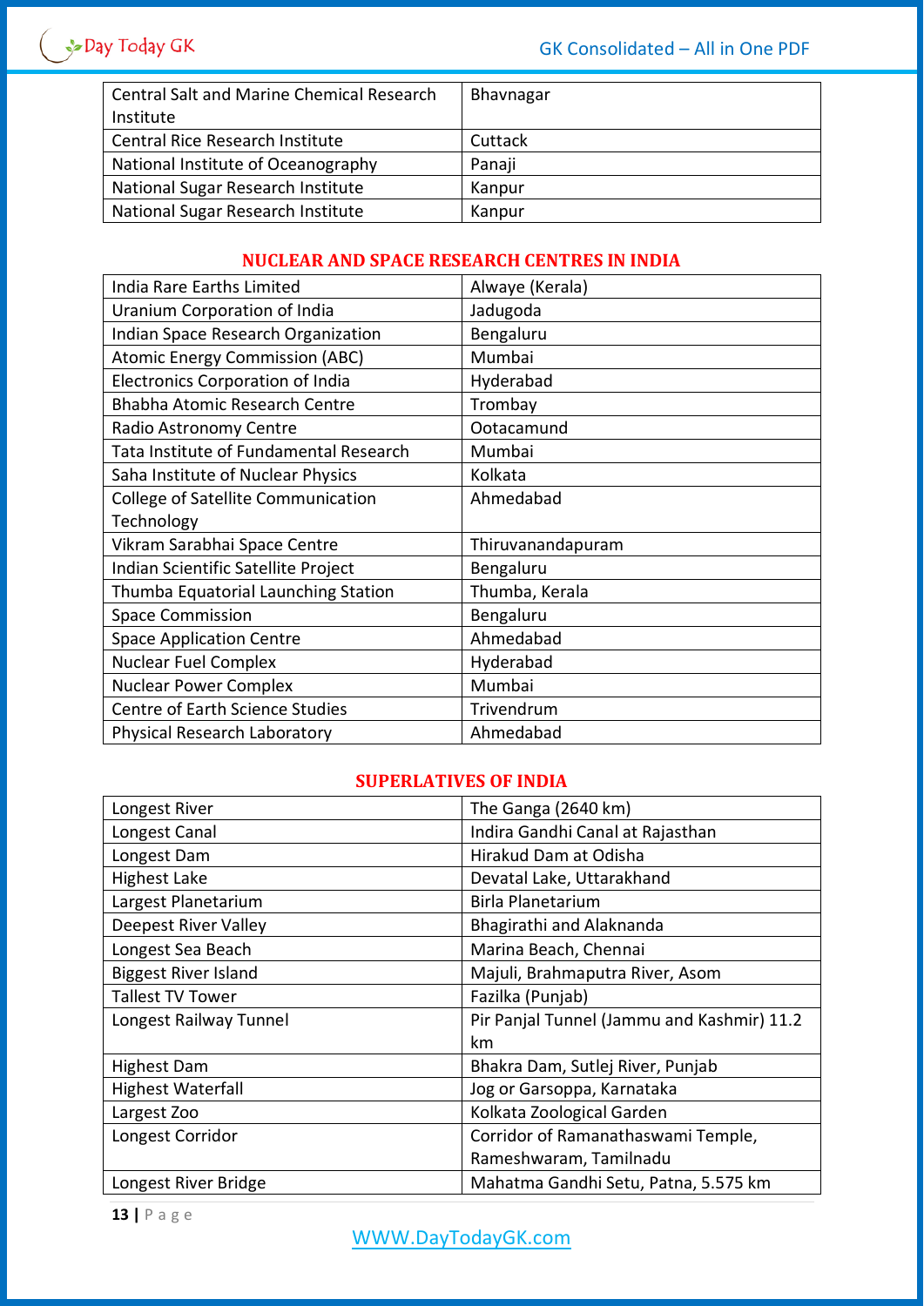| Central Salt and Marine Chemical Research Institute | Bhavnagar |
|---|---|
| Central Rice Research Institute | Cuttack |
| National Institute of Oceanography | Panaji |
| National Sugar Research Institute | Kanpur |
| National Sugar Research Institute | Kanpur |

## NUCLEAR AND SPACE RESEARCH CENTRES IN INDIA

| India Rare Earths Limited | Alwaye (Kerala) |
|---|---|
| Uranium Corporation of India | Jadugoda |
| Indian Space Research Organization | Bengaluru |
| Atomic Energy Commission (ABC) | Mumbai |
| Electronics Corporation of India | Hyderabad |
| Bhabha Atomic Research Centre | Trombay |
| Radio Astronomy Centre | Ootacamund |
| Tata Institute of Fundamental Research | Mumbai |
| Saha Institute of Nuclear Physics | Kolkata |
| College of Satellite Communication Technology | Ahmedabad |
| Vikram Sarabhai Space Centre | Thiruvanandapuram |
| Indian Scientific Satellite Project | Bengaluru |
| Thumba Equatorial Launching Station | Thumba, Kerala |
| Space Commission | Bengaluru |
| Space Application Centre | Ahmedabad |
| Nuclear Fuel Complex | Hyderabad |
| Nuclear Power Complex | Mumbai |
| Centre of Earth Science Studies | Trivendrum |
| Physical Research Laboratory | Ahmedabad |

## SUPERLATIVES OF INDIA

| Longest River | The Ganga (2640 km) |
|---|---|
| Longest Canal | Indira Gandhi Canal at Rajasthan |
| Longest Dam | Hirakud Dam at Odisha |
| Highest Lake | Devatal Lake, Uttarakhand |
| Largest Planetarium | Birla Planetarium |
| Deepest River Valley | Bhagirathi and Alaknanda |
| Longest Sea Beach | Marina Beach, Chennai |
| Biggest River Island | Majuli, Brahmaputra River, Asom |
| Tallest TV Tower | Fazilka (Punjab) |
| Longest Railway Tunnel | Pir Panjal Tunnel (Jammu and Kashmir) 11.2 km |
| Highest Dam | Bhakra Dam, Sutlej River, Punjab |
| Highest Waterfall | Jog or Garsoppa, Karnataka |
| Largest Zoo | Kolkata Zoological Garden |
| Longest Corridor | Corridor of Ramanathaswami Temple, Rameshwaram, Tamilnadu |
| Longest River Bridge | Mahatma Gandhi Setu, Patna, 5.575 km |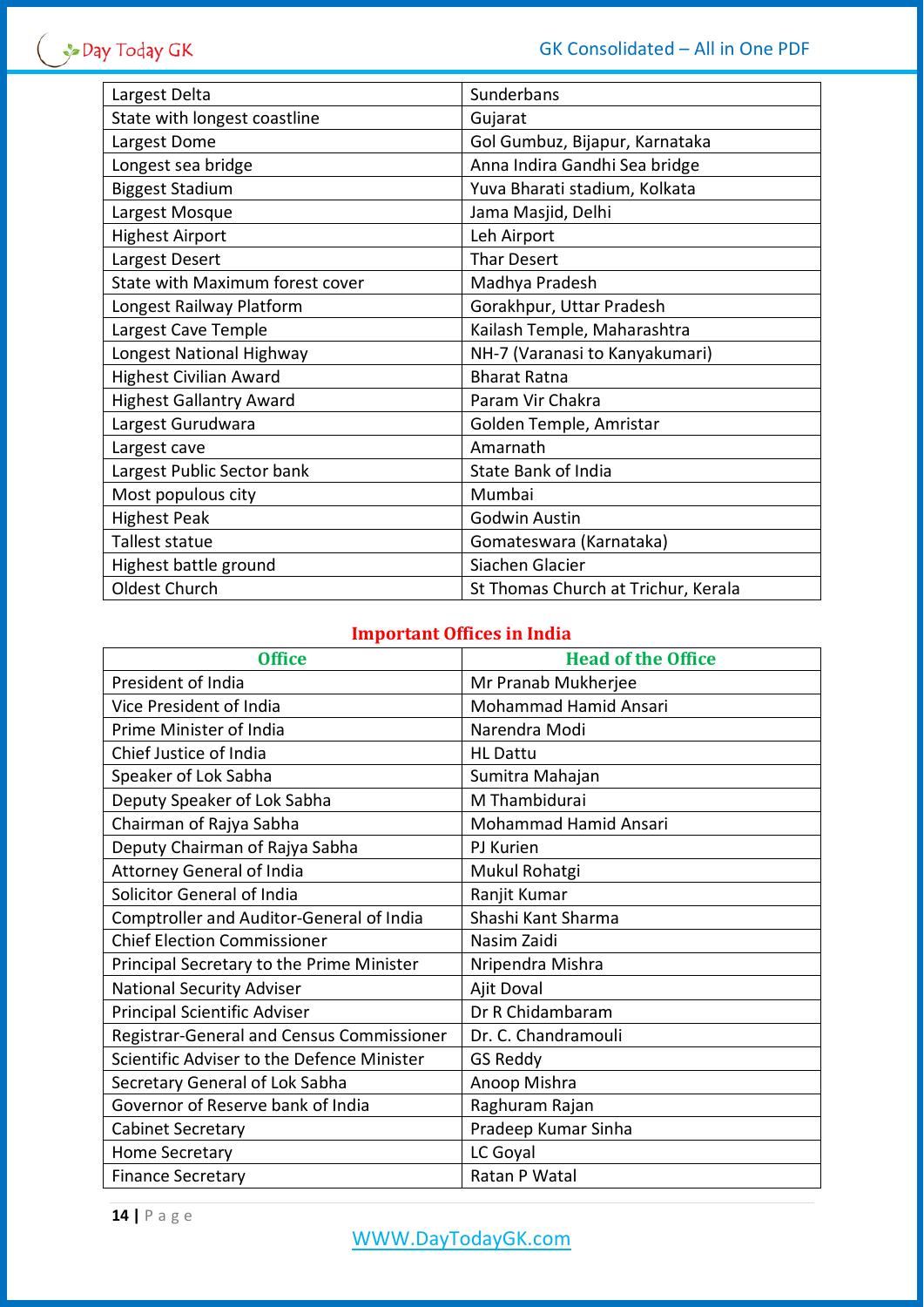| | |
|---|---|
| Largest Delta | Sunderbans |
| State with longest coastline | Gujarat |
| Largest Dome | Gol Gumbuz, Bijapur, Karnataka |
| Longest sea bridge | Anna Indira Gandhi Sea bridge |
| Biggest Stadium | Yuva Bharati stadium, Kolkata |
| Largest Mosque | Jama Masjid, Delhi |
| Highest Airport | Leh Airport |
| Largest Desert | Thar Desert |
| State with Maximum forest cover | Madhya Pradesh |
| Longest Railway Platform | Gorakhpur, Uttar Pradesh |
| Largest Cave Temple | Kailash Temple, Maharashtra |
| Longest National Highway | NH-7 (Varanasi to Kanyakumari) |
| Highest Civilian Award | Bharat Ratna |
| Highest Gallantry Award | Param Vir Chakra |
| Largest Gurudwara | Golden Temple, Amristar |
| Largest cave | Amarnath |
| Largest Public Sector bank | State Bank of India |
| Most populous city | Mumbai |
| Highest Peak | Godwin Austin |
| Tallest statue | Gomateswara (Karnataka) |
| Highest battle ground | Siachen Glacier |
| Oldest Church | St Thomas Church at Trichur, Kerala |

## Important Offices in India

| Office | Head of the Office |
|---|---|
| President of India | Mr Pranab Mukherjee |
| Vice President of India | Mohammad Hamid Ansari |
| Prime Minister of India | Narendra Modi |
| Chief Justice of India | HL Dattu |
| Speaker of Lok Sabha | Sumitra Mahajan |
| Deputy Speaker of Lok Sabha | M Thambidurai |
| Chairman of Rajya Sabha | Mohammad Hamid Ansari |
| Deputy Chairman of Rajya Sabha | PJ Kurien |
| Attorney General of India | Mukul Rohatgi |
| Solicitor General of India | Ranjit Kumar |
| Comptroller and Auditor-General of India | Shashi Kant Sharma |
| Chief Election Commissioner | Nasim Zaidi |
| Principal Secretary to the Prime Minister | Nripendra Mishra |
| National Security Adviser | Ajit Doval |
| Principal Scientific Adviser | Dr R Chidambaram |
| Registrar-General and Census Commissioner | Dr. C. Chandramouli |
| Scientific Adviser to the Defence Minister | GS Reddy |
| Secretary General of Lok Sabha | Anoop Mishra |
| Governor of Reserve bank of India | Raghuram Rajan |
| Cabinet Secretary | Pradeep Kumar Sinha |
| Home Secretary | LC Goyal |
| Finance Secretary | Ratan P Watal |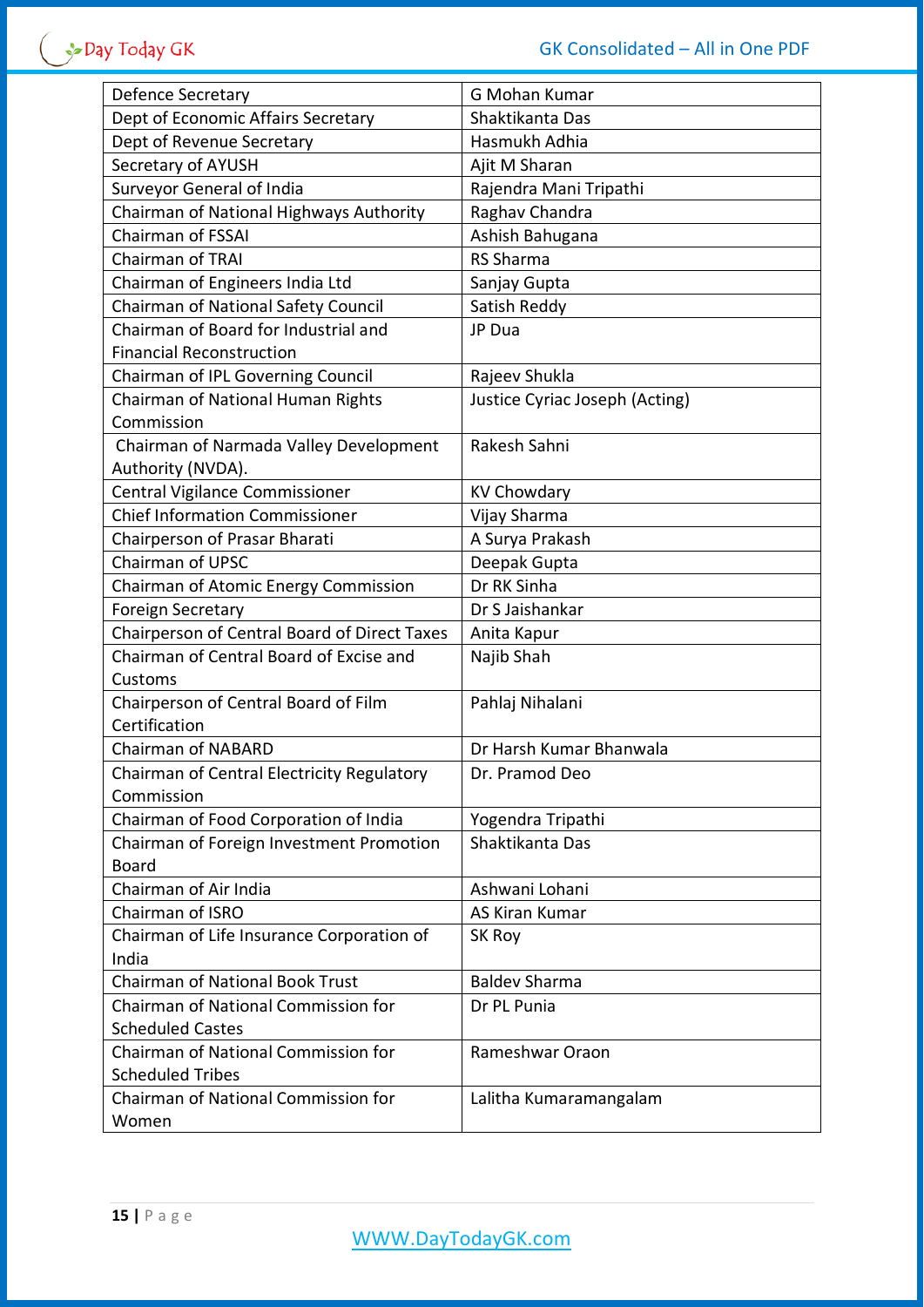| Defence Secretary | G Mohan Kumar |
| --- | --- |
| Dept of Economic Affairs Secretary | Shaktikanta Das |
| Dept of Revenue Secretary | Hasmukh Adhia |
| Secretary of AYUSH | Ajit M Sharan |
| Surveyor General of India | Rajendra Mani Tripathi |
| Chairman of National Highways Authority | Raghav Chandra |
| Chairman of FSSAI | Ashish Bahugana |
| Chairman of TRAI | RS Sharma |
| Chairman of Engineers India Ltd | Sanjay Gupta |
| Chairman of National Safety Council | Satish Reddy |
| Chairman of Board for Industrial and Financial Reconstruction | JP Dua |
| Chairman of IPL Governing Council | Rajeev Shukla |
| Chairman of National Human Rights Commission | Justice Cyriac Joseph (Acting) |
| Chairman of Narmada Valley Development Authority (NVDA). | Rakesh Sahni |
| Central Vigilance Commissioner | KV Chowdary |
| Chief Information Commissioner | Vijay Sharma |
| Chairperson of Prasar Bharati | A Surya Prakash |
| Chairman of UPSC | Deepak Gupta |
| Chairman of Atomic Energy Commission | Dr RK Sinha |
| Foreign Secretary | Dr S Jaishankar |
| Chairperson of Central Board of Direct Taxes | Anita Kapur |
| Chairman of Central Board of Excise and Customs | Najib Shah |
| Chairperson of Central Board of Film Certification | Pahlaj Nihalani |
| Chairman of NABARD | Dr Harsh Kumar Bhanwala |
| Chairman of Central Electricity Regulatory Commission | Dr. Pramod Deo |
| Chairman of Food Corporation of India | Yogendra Tripathi |
| Chairman of Foreign Investment Promotion Board | Shaktikanta Das |
| Chairman of Air India | Ashwani Lohani |
| Chairman of ISRO | AS Kiran Kumar |
| Chairman of Life Insurance Corporation of India | SK Roy |
| Chairman of National Book Trust | Baldev Sharma |
| Chairman of National Commission for Scheduled Castes | Dr PL Punia |
| Chairman of National Commission for Scheduled Tribes | Rameshwar Oraon |
| Chairman of National Commission for Women | Lalitha Kumaramangalam |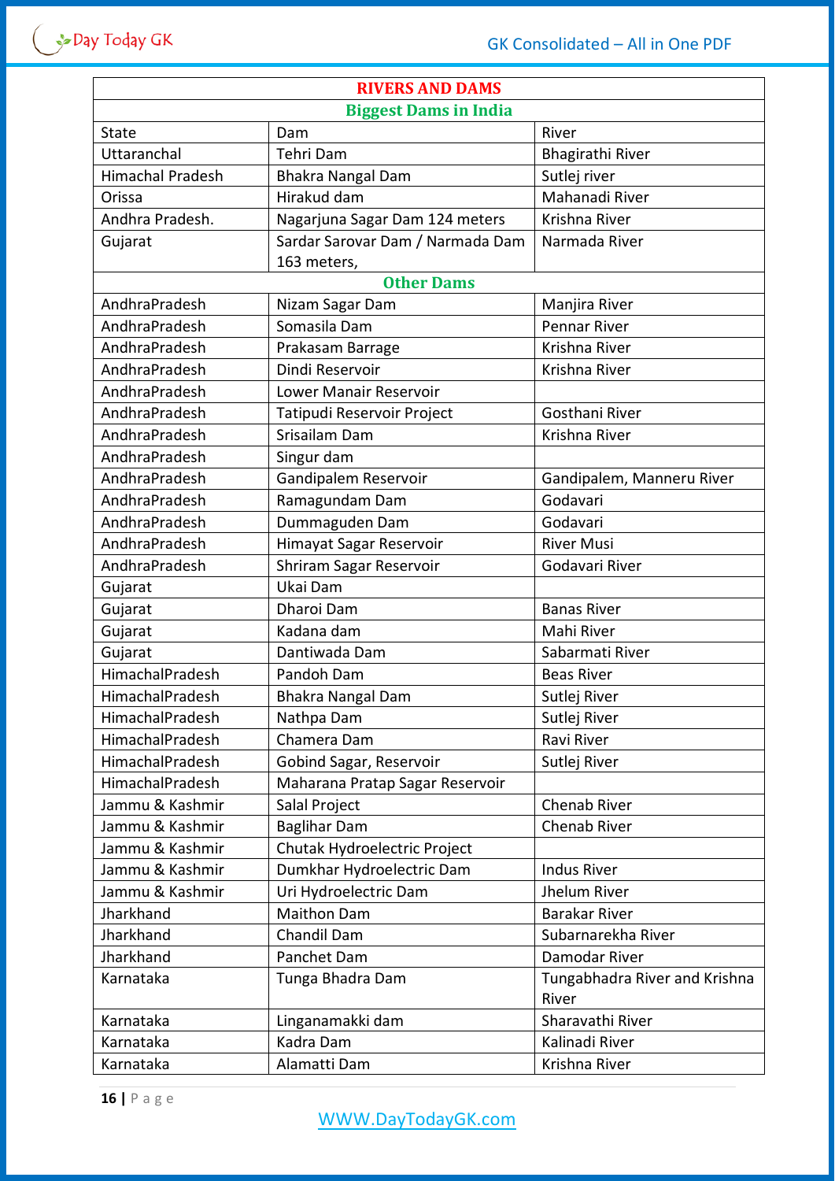| RIVERS AND DAMS | | |
|---|---|---|
| **Biggest Dams in India** | | |
| State | Dam | River |
| Uttaranchal | Tehri Dam | Bhagirathi River |
| Himachal Pradesh | Bhakra Nangal Dam | Sutlej river |
| Orissa | Hirakud dam | Mahanadi River |
| Andhra Pradesh. | Nagarjuna Sagar Dam 124 meters | Krishna River |
| Gujarat | Sardar Sarovar Dam / Narmada Dam 163 meters, | Narmada River |
| **Other Dams** | | |
| AndhraPradesh | Nizam Sagar Dam | Manjira River |
| AndhraPradesh | Somasila Dam | Pennar River |
| AndhraPradesh | Prakasam Barrage | Krishna River |
| AndhraPradesh | Dindi Reservoir | Krishna River |
| AndhraPradesh | Lower Manair Reservoir | |
| AndhraPradesh | Tatipudi Reservoir Project | Gosthani River |
| AndhraPradesh | Srisailam Dam | Krishna River |
| AndhraPradesh | Singur dam | |
| AndhraPradesh | Gandipalem Reservoir | Gandipalem, Manneru River |
| AndhraPradesh | Ramagundam Dam | Godavari |
| AndhraPradesh | Dummaguden Dam | Godavari |
| AndhraPradesh | Himayat Sagar Reservoir | River Musi |
| AndhraPradesh | Shriram Sagar Reservoir | Godavari River |
| Gujarat | Ukai Dam | |
| Gujarat | Dharoi Dam | Banas River |
| Gujarat | Kadana dam | Mahi River |
| Gujarat | Dantiwada Dam | Sabarmati River |
| HimachalPradesh | Pandoh Dam | Beas River |
| HimachalPradesh | Bhakra Nangal Dam | Sutlej River |
| HimachalPradesh | Nathpa Dam | Sutlej River |
| HimachalPradesh | Chamera Dam | Ravi River |
| HimachalPradesh | Gobind Sagar, Reservoir | Sutlej River |
| HimachalPradesh | Maharana Pratap Sagar Reservoir | |
| Jammu & Kashmir | Salal Project | Chenab River |
| Jammu & Kashmir | Baglihar Dam | Chenab River |
| Jammu & Kashmir | Chutak Hydroelectric Project | |
| Jammu & Kashmir | Dumkhar Hydroelectric Dam | Indus River |
| Jammu & Kashmir | Uri Hydroelectric Dam | Jhelum River |
| Jharkhand | Maithon Dam | Barakar River |
| Jharkhand | Chandil Dam | Subarnarekha River |
| Jharkhand | Panchet Dam | Damodar River |
| Karnataka | Tunga Bhadra Dam | Tungabhadra River and Krishna River |
| Karnataka | Linganamakki dam | Sharavathi River |
| Karnataka | Kadra Dam | Kalinadi River |
| Karnataka | Alamatti Dam | Krishna River |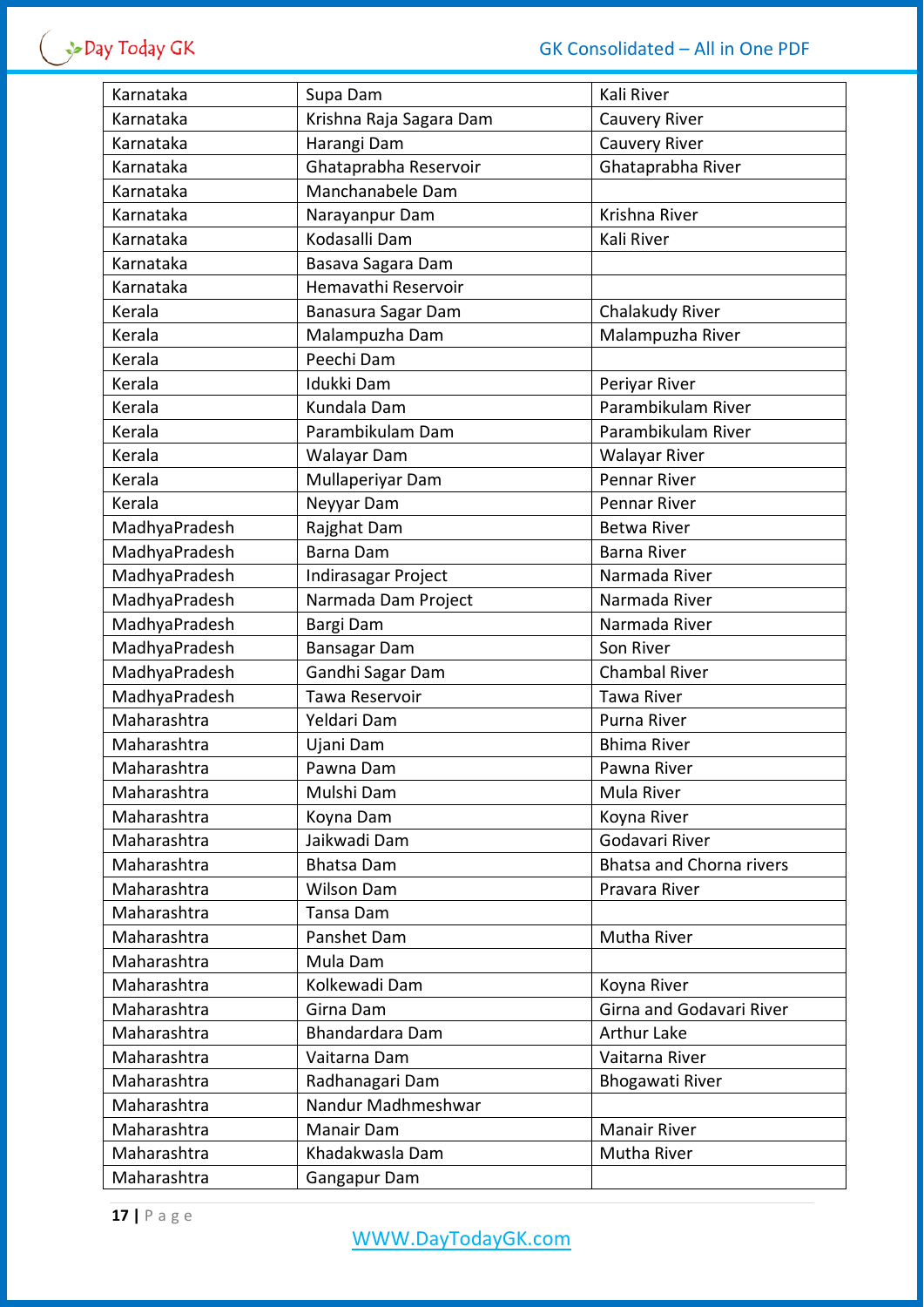| Karnataka | Supa Dam | Kali River |
|---|---|---|
| Karnataka | Krishna Raja Sagara Dam | Cauvery River |
| Karnataka | Harangi Dam | Cauvery River |
| Karnataka | Ghataprabha Reservoir | Ghataprabha River |
| Karnataka | Manchanabele Dam | |
| Karnataka | Narayanpur Dam | Krishna River |
| Karnataka | Kodasalli Dam | Kali River |
| Karnataka | Basava Sagara Dam | |
| Karnataka | Hemavathi Reservoir | |
| Kerala | Banasura Sagar Dam | Chalakudy River |
| Kerala | Malampuzha Dam | Malampuzha River |
| Kerala | Peechi Dam | |
| Kerala | Idukki Dam | Periyar River |
| Kerala | Kundala Dam | Parambikulam River |
| Kerala | Parambikulam Dam | Parambikulam River |
| Kerala | Walayar Dam | Walayar River |
| Kerala | Mullaperiyar Dam | Pennar River |
| Kerala | Neyyar Dam | Pennar River |
| MadhyaPradesh | Rajghat Dam | Betwa River |
| MadhyaPradesh | Barna Dam | Barna River |
| MadhyaPradesh | Indirasagar Project | Narmada River |
| MadhyaPradesh | Narmada Dam Project | Narmada River |
| MadhyaPradesh | Bargi Dam | Narmada River |
| MadhyaPradesh | Bansagar Dam | Son River |
| MadhyaPradesh | Gandhi Sagar Dam | Chambal River |
| MadhyaPradesh | Tawa Reservoir | Tawa River |
| Maharashtra | Yeldari Dam | Purna River |
| Maharashtra | Ujani Dam | Bhima River |
| Maharashtra | Pawna Dam | Pawna River |
| Maharashtra | Mulshi Dam | Mula River |
| Maharashtra | Koyna Dam | Koyna River |
| Maharashtra | Jaikwadi Dam | Godavari River |
| Maharashtra | Bhatsa Dam | Bhatsa and Chorna rivers |
| Maharashtra | Wilson Dam | Pravara River |
| Maharashtra | Tansa Dam | |
| Maharashtra | Panshet Dam | Mutha River |
| Maharashtra | Mula Dam | |
| Maharashtra | Kolkewadi Dam | Koyna River |
| Maharashtra | Girna Dam | Girna and Godavari River |
| Maharashtra | Bhandardara Dam | Arthur Lake |
| Maharashtra | Vaitarna Dam | Vaitarna River |
| Maharashtra | Radhanagari Dam | Bhogawati River |
| Maharashtra | Nandur Madhmeshwar | |
| Maharashtra | Manair Dam | Manair River |
| Maharashtra | Khadakwasla Dam | Mutha River |
| Maharashtra | Gangapur Dam | |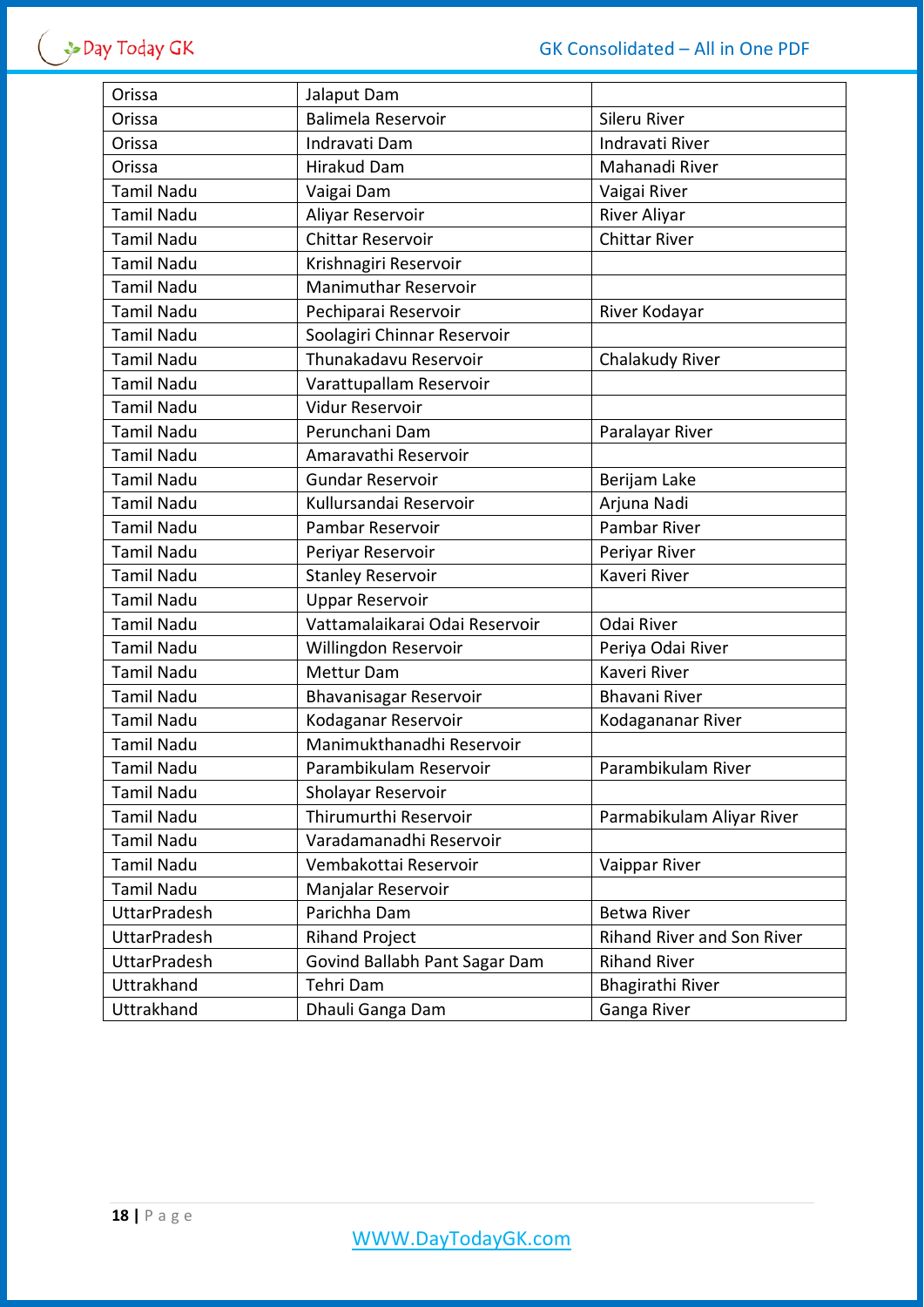| Orissa | Jalaput Dam | |
|---|---|---|
| Orissa | Balimela Reservoir | Sileru River |
| Orissa | Indravati Dam | Indravati River |
| Orissa | Hirakud Dam | Mahanadi River |
| Tamil Nadu | Vaigai Dam | Vaigai River |
| Tamil Nadu | Aliyar Reservoir | River Aliyar |
| Tamil Nadu | Chittar Reservoir | Chittar River |
| Tamil Nadu | Krishnagiri Reservoir | |
| Tamil Nadu | Manimuthar Reservoir | |
| Tamil Nadu | Pechiparai Reservoir | River Kodayar |
| Tamil Nadu | Soolagiri Chinnar Reservoir | |
| Tamil Nadu | Thunakadavu Reservoir | Chalakudy River |
| Tamil Nadu | Varattupallam Reservoir | |
| Tamil Nadu | Vidur Reservoir | |
| Tamil Nadu | Perunchani Dam | Paralayar River |
| Tamil Nadu | Amaravathi Reservoir | |
| Tamil Nadu | Gundar Reservoir | Berijam Lake |
| Tamil Nadu | Kullursandai Reservoir | Arjuna Nadi |
| Tamil Nadu | Pambar Reservoir | Pambar River |
| Tamil Nadu | Periyar Reservoir | Periyar River |
| Tamil Nadu | Stanley Reservoir | Kaveri River |
| Tamil Nadu | Uppar Reservoir | |
| Tamil Nadu | Vattamalaikarai Odai Reservoir | Odai River |
| Tamil Nadu | Willingdon Reservoir | Periya Odai River |
| Tamil Nadu | Mettur Dam | Kaveri River |
| Tamil Nadu | Bhavanisagar Reservoir | Bhavani River |
| Tamil Nadu | Kodaganar Reservoir | Kodagananar River |
| Tamil Nadu | Manimukthanadhi Reservoir | |
| Tamil Nadu | Parambikulam Reservoir | Parambikulam River |
| Tamil Nadu | Sholayar Reservoir | |
| Tamil Nadu | Thirumurthi Reservoir | Parmabikulam Aliyar River |
| Tamil Nadu | Varadamanadhi Reservoir | |
| Tamil Nadu | Vembakottai Reservoir | Vaippar River |
| Tamil Nadu | Manjalar Reservoir | |
| UttarPradesh | Parichha Dam | Betwa River |
| UttarPradesh | Rihand Project | Rihand River and Son River |
| UttarPradesh | Govind Ballabh Pant Sagar Dam | Rihand River |
| Uttrakhand | Tehri Dam | Bhagirathi River |
| Uttrakhand | Dhauli Ganga Dam | Ganga River |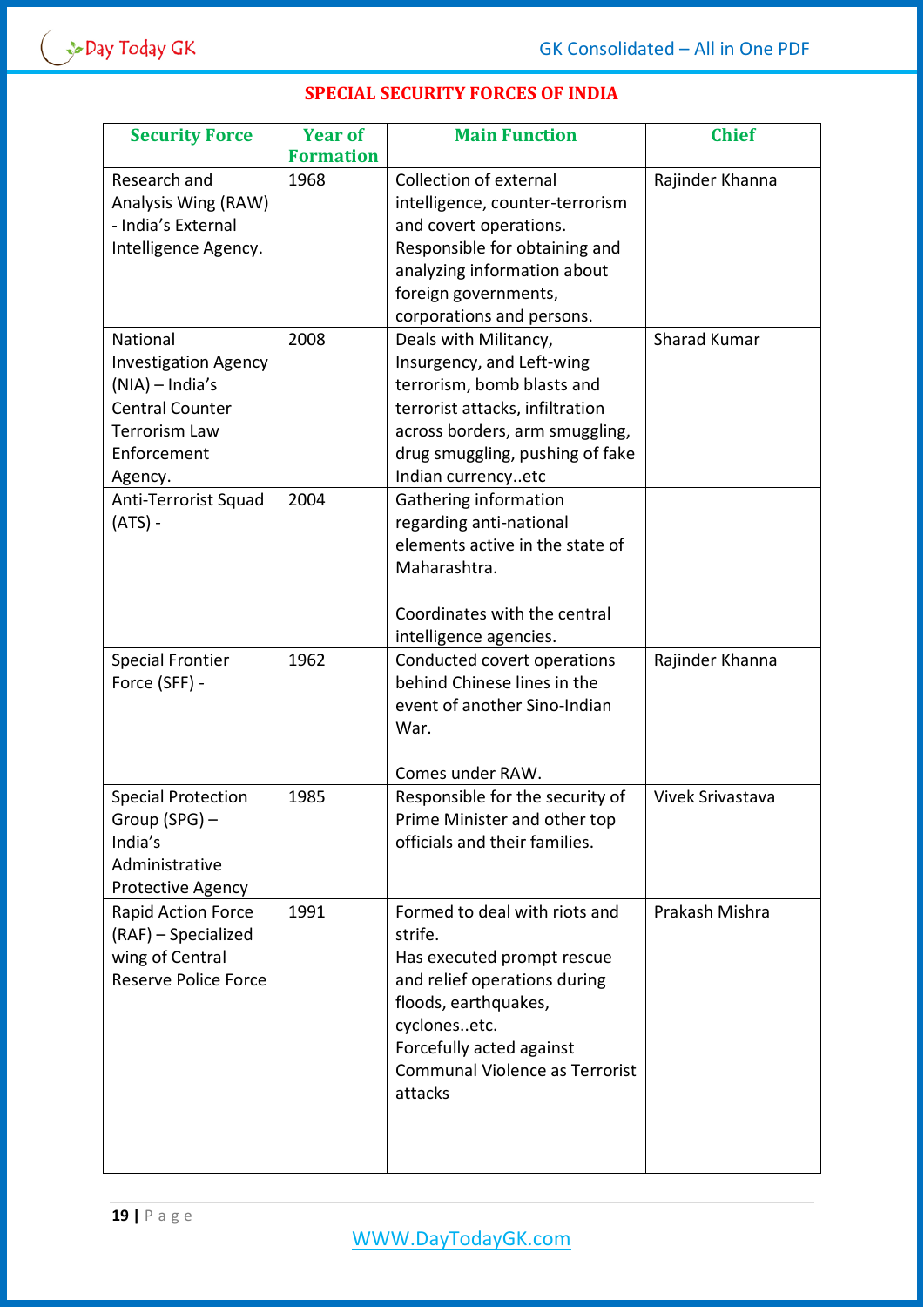## SPECIAL SECURITY FORCES OF INDIA

| Security Force | Year of Formation | Main Function | Chief |
|---|---|---|---|
| Research and Analysis Wing (RAW) - India's External Intelligence Agency. | 1968 | Collection of external intelligence, counter-terrorism and covert operations. Responsible for obtaining and analyzing information about foreign governments, corporations and persons. | Rajinder Khanna |
| National Investigation Agency (NIA) – India's Central Counter Terrorism Law Enforcement Agency. | 2008 | Deals with Militancy, Insurgency, and Left-wing terrorism, bomb blasts and terrorist attacks, infiltration across borders, arm smuggling, drug smuggling, pushing of fake Indian currency..etc | Sharad Kumar |
| Anti-Terrorist Squad (ATS) - | 2004 | Gathering information regarding anti-national elements active in the state of Maharashtra.<br><br>Coordinates with the central intelligence agencies. | |
| Special Frontier Force (SFF) - | 1962 | Conducted covert operations behind Chinese lines in the event of another Sino-Indian War.<br><br>Comes under RAW. | Rajinder Khanna |
| Special Protection Group (SPG) – India's Administrative Protective Agency | 1985 | Responsible for the security of Prime Minister and other top officials and their families. | Vivek Srivastava |
| Rapid Action Force (RAF) – Specialized wing of Central Reserve Police Force | 1991 | Formed to deal with riots and strife.<br>Has executed prompt rescue and relief operations during floods, earthquakes, cyclones..etc.<br>Forcefully acted against Communal Violence as Terrorist attacks | Prakash Mishra |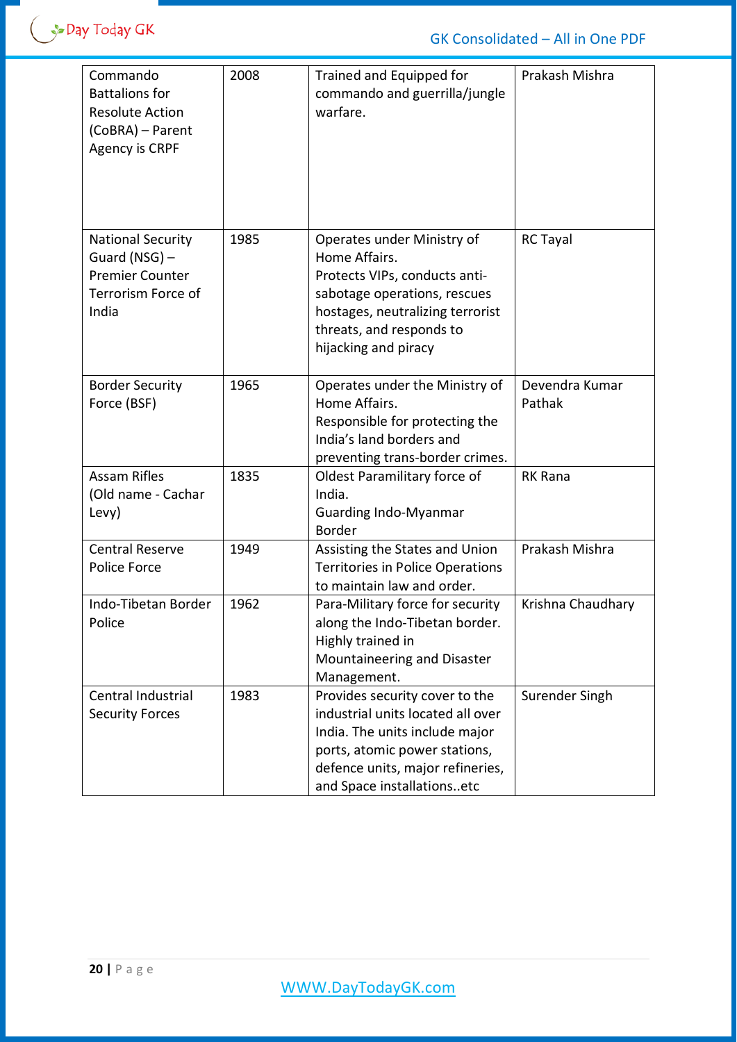| Commando Battalions for Resolute Action (CoBRA) – Parent Agency is CRPF | 2008 | Trained and Equipped for commando and guerrilla/jungle warfare. | Prakash Mishra |
|---|---|---|---|
| National Security Guard (NSG) – Premier Counter Terrorism Force of India | 1985 | Operates under Ministry of Home Affairs.<br>Protects VIPs, conducts anti-sabotage operations, rescues hostages, neutralizing terrorist threats, and responds to hijacking and piracy | RC Tayal |
| Border Security Force (BSF) | 1965 | Operates under the Ministry of Home Affairs.<br>Responsible for protecting the India's land borders and preventing trans-border crimes. | Devendra Kumar Pathak |
| Assam Rifles (Old name - Cachar Levy) | 1835 | Oldest Paramilitary force of India.<br>Guarding Indo-Myanmar Border | RK Rana |
| Central Reserve Police Force | 1949 | Assisting the States and Union Territories in Police Operations to maintain law and order. | Prakash Mishra |
| Indo-Tibetan Border Police | 1962 | Para-Military force for security along the Indo-Tibetan border. Highly trained in Mountaineering and Disaster Management. | Krishna Chaudhary |
| Central Industrial Security Forces | 1983 | Provides security cover to the industrial units located all over India. The units include major ports, atomic power stations, defence units, major refineries, and Space installations..etc | Surender Singh |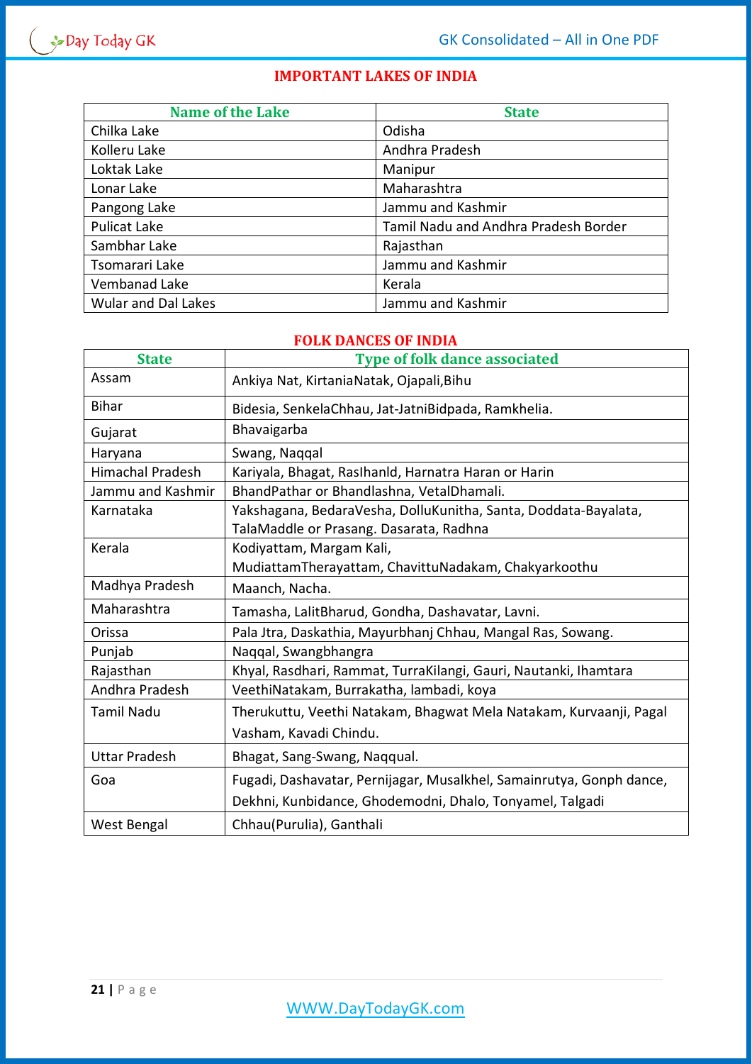## IMPORTANT LAKES OF INDIA

| Name of the Lake | State |
|---|---|
| Chilka Lake | Odisha |
| Kolleru Lake | Andhra Pradesh |
| Loktak Lake | Manipur |
| Lonar Lake | Maharashtra |
| Pangong Lake | Jammu and Kashmir |
| Pulicat Lake | Tamil Nadu and Andhra Pradesh Border |
| Sambhar Lake | Rajasthan |
| Tsomarari Lake | Jammu and Kashmir |
| Vembanad Lake | Kerala |
| Wular and Dal Lakes | Jammu and Kashmir |

## FOLK DANCES OF INDIA

| State | Type of folk dance associated |
|---|---|
| Assam | Ankiya Nat, KirtaniaNatak, Ojapali,Bihu |
| Bihar | Bidesia, SenkelaChhau, Jat-JatniBidpada, Ramkhelia. |
| Gujarat | Bhavaigarba |
| Haryana | Swang, Naqqal |
| Himachal Pradesh | Kariyala, Bhagat, RasIhanld, Harnatra Haran or Harin |
| Jammu and Kashmir | BhandPathar or Bhandlashna, VetalDhamali. |
| Karnataka | Yakshagana, BedaraVesha, DolluKunitha, Santa, Doddata-Bayalata, TalaMaddle or Prasang. Dasarata, Radhna |
| Kerala | Kodiyattam, Margam Kali, MudiattamTherayattam, ChavittuNadakam, Chakyarkoothu |
| Madhya Pradesh | Maanch, Nacha. |
| Maharashtra | Tamasha, LalitBharud, Gondha, Dashavatar, Lavni. |
| Orissa | Pala Jtra, Daskathia, Mayurbhanj Chhau, Mangal Ras, Sowang. |
| Punjab | Naqqal, Swangbhangra |
| Rajasthan | Khyal, Rasdhari, Rammat, TurraKilangi, Gauri, Nautanki, Ihamtara |
| Andhra Pradesh | VeethiNatakam, Burrakatha, lambadi, koya |
| Tamil Nadu | Therukuttu, Veethi Natakam, Bhagwat Mela Natakam, Kurvaanji, Pagal Vasham, Kavadi Chindu. |
| Uttar Pradesh | Bhagat, Sang-Swang, Naqqual. |
| Goa | Fugadi, Dashavatar, Pernijagar, Musalkhel, Samainrutya, Gonph dance, Dekhni, Kunbidance, Ghodemodni, Dhalo, Tonyamel, Talgadi |
| West Bengal | Chhau(Purulia), Ganthali |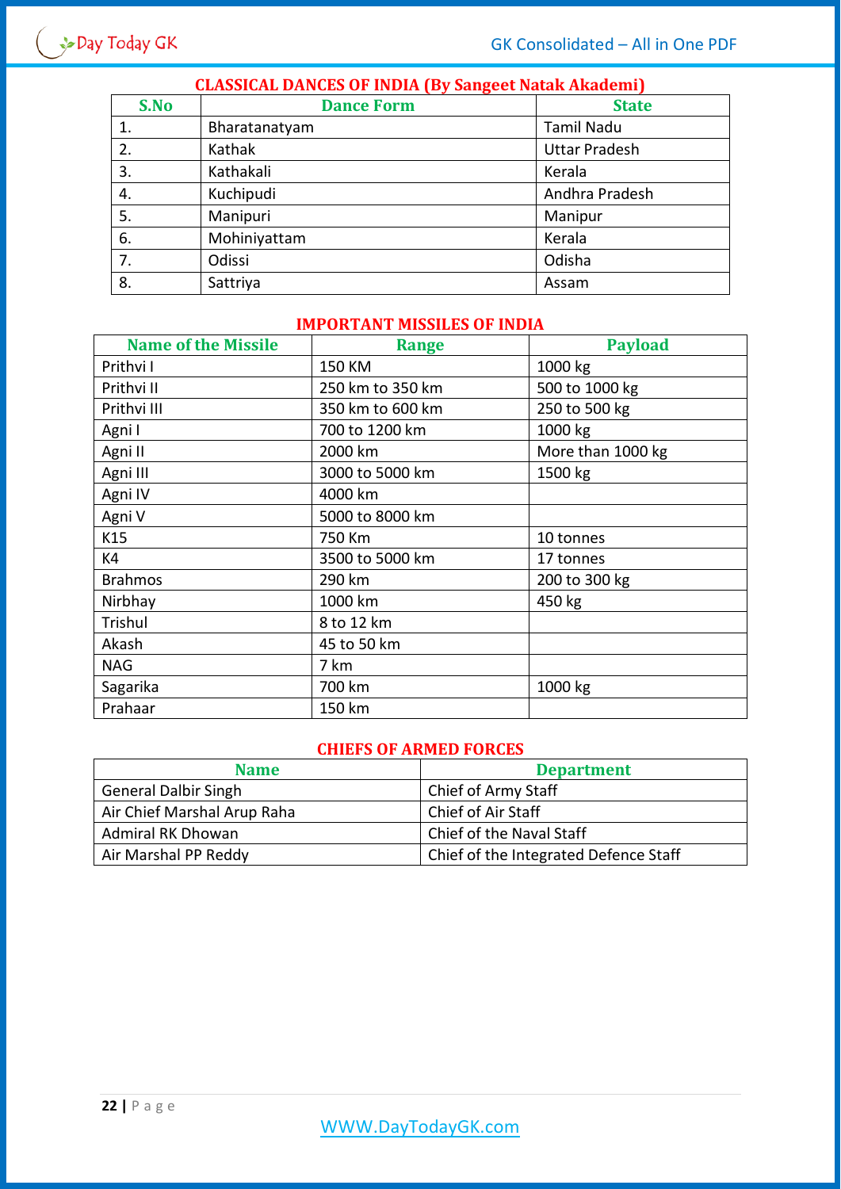## CLASSICAL DANCES OF INDIA (By Sangeet Natak Akademi)

| S.No | Dance Form | State |
|---|---|---|
| 1. | Bharatanatyam | Tamil Nadu |
| 2. | Kathak | Uttar Pradesh |
| 3. | Kathakali | Kerala |
| 4. | Kuchipudi | Andhra Pradesh |
| 5. | Manipuri | Manipur |
| 6. | Mohiniyattam | Kerala |
| 7. | Odissi | Odisha |
| 8. | Sattriya | Assam |

## IMPORTANT MISSILES OF INDIA

| Name of the Missile | Range | Payload |
|---|---|---|
| Prithvi I | 150 KM | 1000 kg |
| Prithvi II | 250 km to 350 km | 500 to 1000 kg |
| Prithvi III | 350 km to 600 km | 250 to 500 kg |
| Agni I | 700 to 1200 km | 1000 kg |
| Agni II | 2000 km | More than 1000 kg |
| Agni III | 3000 to 5000 km | 1500 kg |
| Agni IV | 4000 km | |
| Agni V | 5000 to 8000 km | |
| K15 | 750 Km | 10 tonnes |
| K4 | 3500 to 5000 km | 17 tonnes |
| Brahmos | 290 km | 200 to 300 kg |
| Nirbhay | 1000 km | 450 kg |
| Trishul | 8 to 12 km | |
| Akash | 45 to 50 km | |
| NAG | 7 km | |
| Sagarika | 700 km | 1000 kg |
| Prahaar | 150 km | |

## CHIEFS OF ARMED FORCES

| Name | Department |
|---|---|
| General Dalbir Singh | Chief of Army Staff |
| Air Chief Marshal Arup Raha | Chief of Air Staff |
| Admiral RK Dhowan | Chief of the Naval Staff |
| Air Marshal PP Reddy | Chief of the Integrated Defence Staff |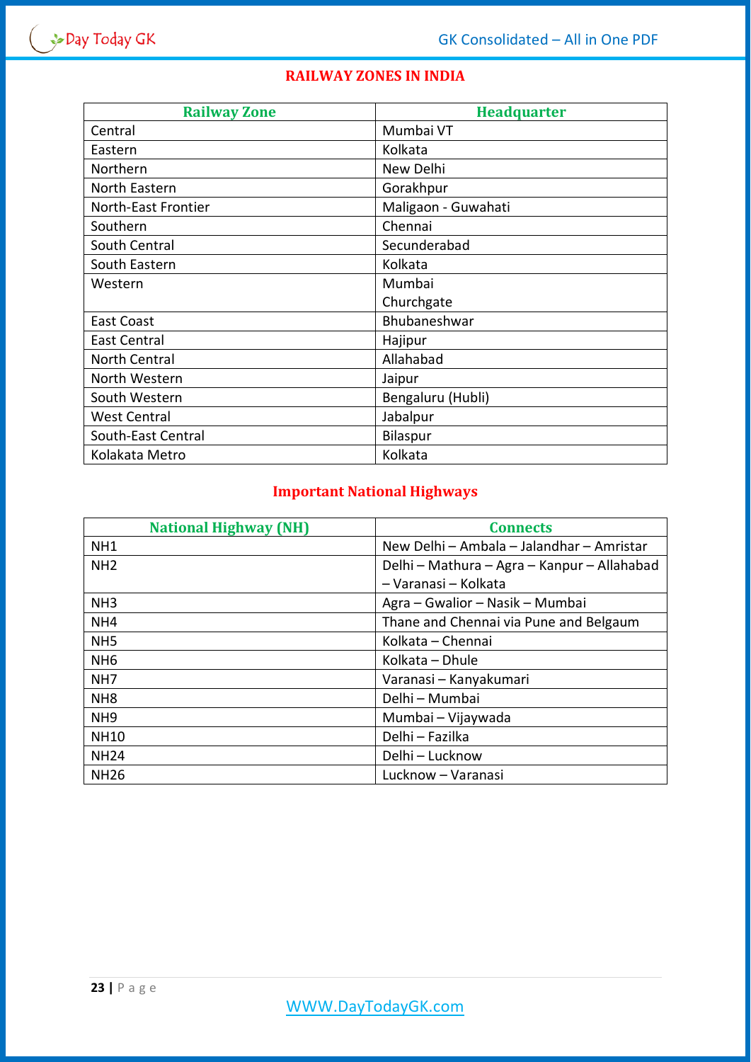## RAILWAY ZONES IN INDIA

| Railway Zone | Headquarter |
|---|---|
| Central | Mumbai VT |
| Eastern | Kolkata |
| Northern | New Delhi |
| North Eastern | Gorakhpur |
| North-East Frontier | Maligaon - Guwahati |
| Southern | Chennai |
| South Central | Secunderabad |
| South Eastern | Kolkata |
| Western | Mumbai Churchgate |
| East Coast | Bhubaneshwar |
| East Central | Hajipur |
| North Central | Allahabad |
| North Western | Jaipur |
| South Western | Bengaluru (Hubli) |
| West Central | Jabalpur |
| South-East Central | Bilaspur |
| Kolakata Metro | Kolkata |

## Important National Highways

| National Highway (NH) | Connects |
|---|---|
| NH1 | New Delhi – Ambala – Jalandhar – Amristar |
| NH2 | Delhi – Mathura – Agra – Kanpur – Allahabad – Varanasi – Kolkata |
| NH3 | Agra – Gwalior – Nasik – Mumbai |
| NH4 | Thane and Chennai via Pune and Belgaum |
| NH5 | Kolkata – Chennai |
| NH6 | Kolkata – Dhule |
| NH7 | Varanasi – Kanyakumari |
| NH8 | Delhi – Mumbai |
| NH9 | Mumbai – Vijaywada |
| NH10 | Delhi – Fazilka |
| NH24 | Delhi – Lucknow |
| NH26 | Lucknow – Varanasi |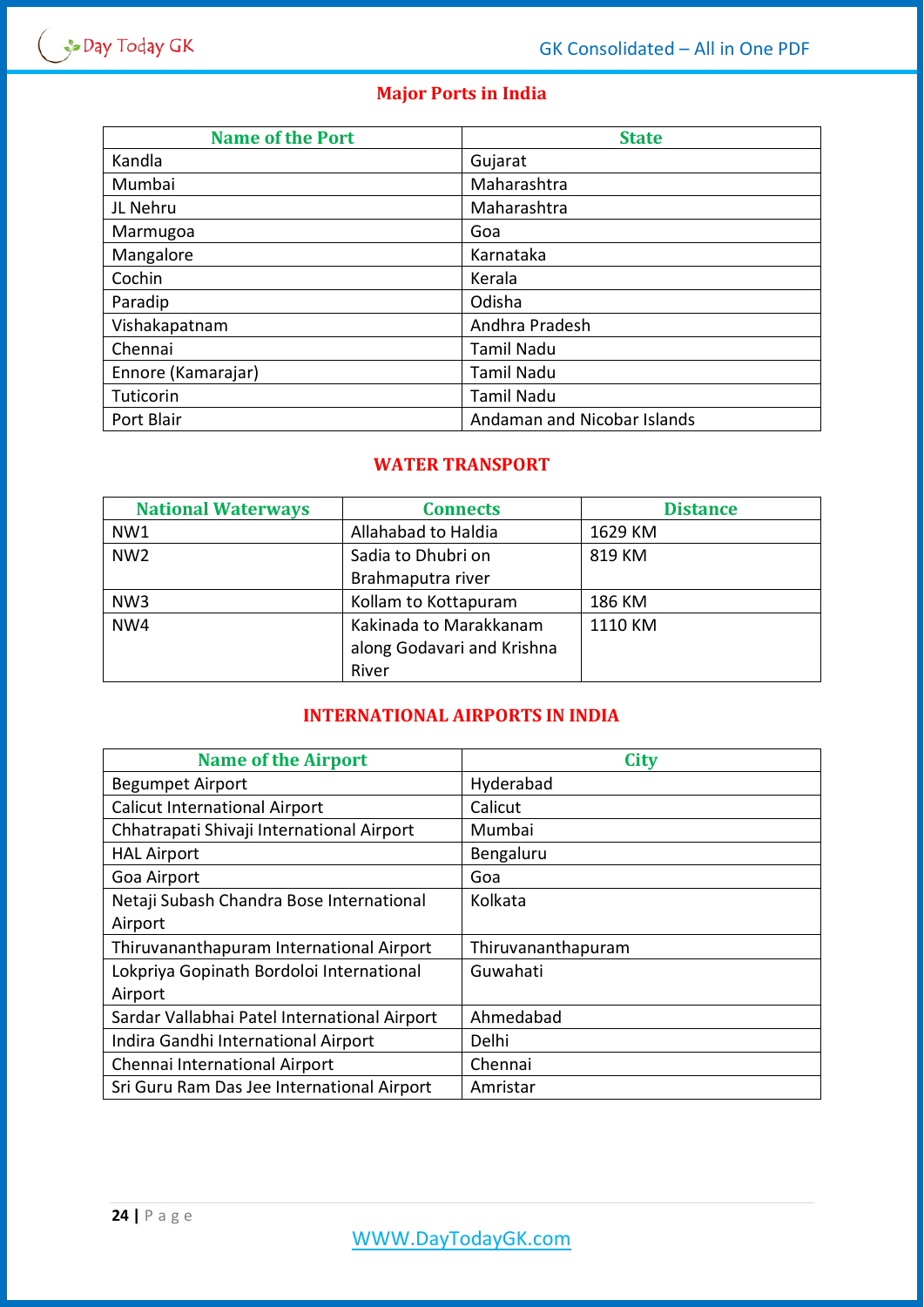## Major Ports in India

| Name of the Port | State |
|---|---|
| Kandla | Gujarat |
| Mumbai | Maharashtra |
| JL Nehru | Maharashtra |
| Marmugoa | Goa |
| Mangalore | Karnataka |
| Cochin | Kerala |
| Paradip | Odisha |
| Vishakapatnam | Andhra Pradesh |
| Chennai | Tamil Nadu |
| Ennore (Kamarajar) | Tamil Nadu |
| Tuticorin | Tamil Nadu |
| Port Blair | Andaman and Nicobar Islands |

## WATER TRANSPORT

| National Waterways | Connects | Distance |
|---|---|---|
| NW1 | Allahabad to Haldia | 1629 KM |
| NW2 | Sadia to Dhubri on Brahmaputra river | 819 KM |
| NW3 | Kollam to Kottapuram | 186 KM |
| NW4 | Kakinada to Marakkanam along Godavari and Krishna River | 1110 KM |

## INTERNATIONAL AIRPORTS IN INDIA

| Name of the Airport | City |
|---|---|
| Begumpet Airport | Hyderabad |
| Calicut International Airport | Calicut |
| Chhatrapati Shivaji International Airport | Mumbai |
| HAL Airport | Bengaluru |
| Goa Airport | Goa |
| Netaji Subash Chandra Bose International Airport | Kolkata |
| Thiruvananthapuram International Airport | Thiruvananthapuram |
| Lokpriya Gopinath Bordoloi International Airport | Guwahati |
| Sardar Vallabhai Patel International Airport | Ahmedabad |
| Indira Gandhi International Airport | Delhi |
| Chennai International Airport | Chennai |
| Sri Guru Ram Das Jee International Airport | Amristar |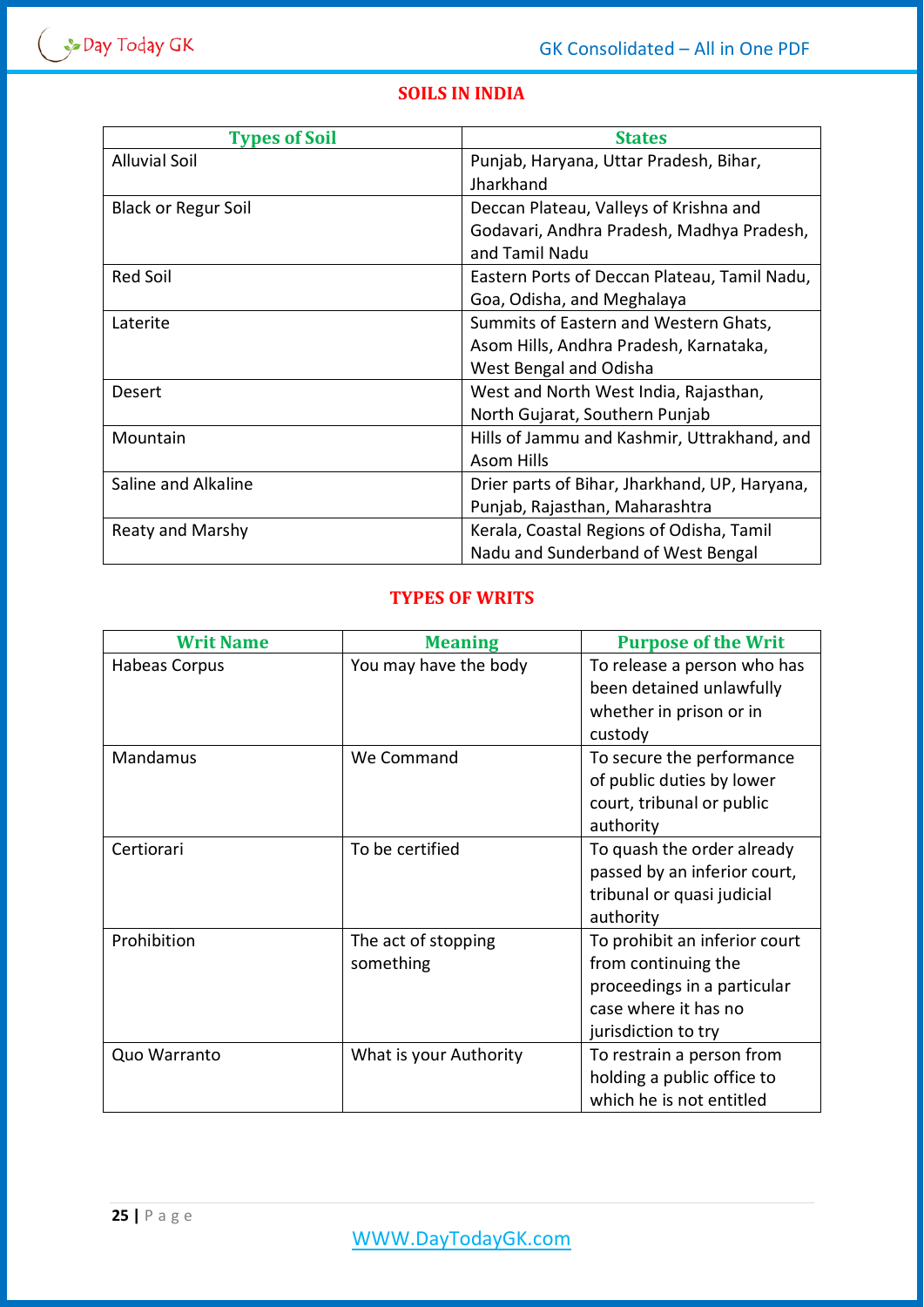## SOILS IN INDIA

| Types of Soil | States |
|---|---|
| Alluvial Soil | Punjab, Haryana, Uttar Pradesh, Bihar, Jharkhand |
| Black or Regur Soil | Deccan Plateau, Valleys of Krishna and Godavari, Andhra Pradesh, Madhya Pradesh, and Tamil Nadu |
| Red Soil | Eastern Ports of Deccan Plateau, Tamil Nadu, Goa, Odisha, and Meghalaya |
| Laterite | Summits of Eastern and Western Ghats, Asom Hills, Andhra Pradesh, Karnataka, West Bengal and Odisha |
| Desert | West and North West India, Rajasthan, North Gujarat, Southern Punjab |
| Mountain | Hills of Jammu and Kashmir, Uttrakhand, and Asom Hills |
| Saline and Alkaline | Drier parts of Bihar, Jharkhand, UP, Haryana, Punjab, Rajasthan, Maharashtra |
| Reaty and Marshy | Kerala, Coastal Regions of Odisha, Tamil Nadu and Sunderband of West Bengal |

## TYPES OF WRITS

| Writ Name | Meaning | Purpose of the Writ |
|---|---|---|
| Habeas Corpus | You may have the body | To release a person who has been detained unlawfully whether in prison or in custody |
| Mandamus | We Command | To secure the performance of public duties by lower court, tribunal or public authority |
| Certiorari | To be certified | To quash the order already passed by an inferior court, tribunal or quasi judicial authority |
| Prohibition | The act of stopping something | To prohibit an inferior court from continuing the proceedings in a particular case where it has no jurisdiction to try |
| Quo Warranto | What is your Authority | To restrain a person from holding a public office to which he is not entitled |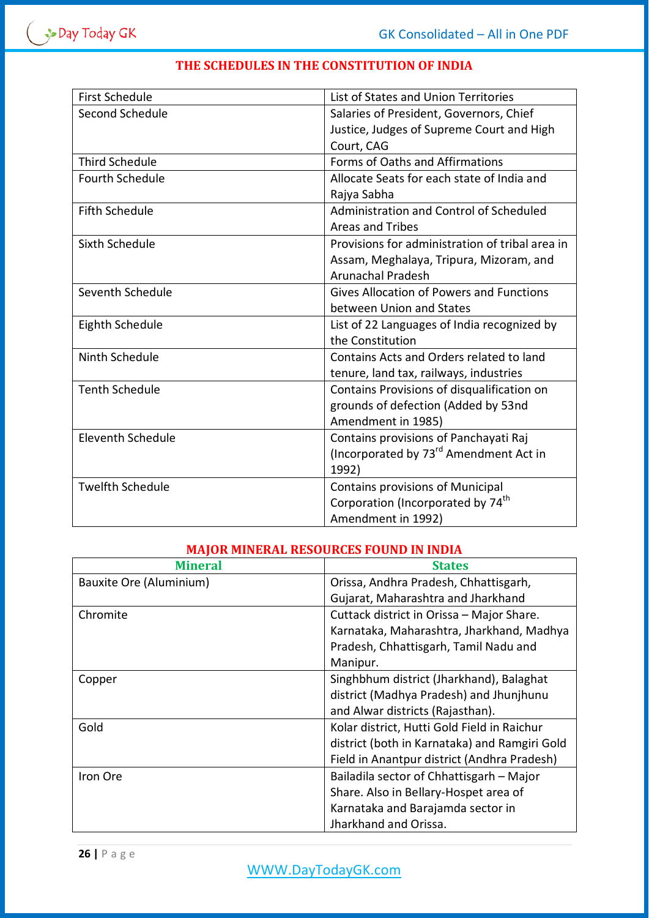## THE SCHEDULES IN THE CONSTITUTION OF INDIA

| | |
|---|---|
| First Schedule | List of States and Union Territories |
| Second Schedule | Salaries of President, Governors, Chief Justice, Judges of Supreme Court and High Court, CAG |
| Third Schedule | Forms of Oaths and Affirmations |
| Fourth Schedule | Allocate Seats for each state of India and Rajya Sabha |
| Fifth Schedule | Administration and Control of Scheduled Areas and Tribes |
| Sixth Schedule | Provisions for administration of tribal area in Assam, Meghalaya, Tripura, Mizoram, and Arunachal Pradesh |
| Seventh Schedule | Gives Allocation of Powers and Functions between Union and States |
| Eighth Schedule | List of 22 Languages of India recognized by the Constitution |
| Ninth Schedule | Contains Acts and Orders related to land tenure, land tax, railways, industries |
| Tenth Schedule | Contains Provisions of disqualification on grounds of defection (Added by 53nd Amendment in 1985) |
| Eleventh Schedule | Contains provisions of Panchayati Raj (Incorporated by 73rd Amendment Act in 1992) |
| Twelfth Schedule | Contains provisions of Municipal Corporation (Incorporated by 74th Amendment in 1992) |

## MAJOR MINERAL RESOURCES FOUND IN INDIA

| Mineral | States |
|---|---|
| Bauxite Ore (Aluminium) | Orissa, Andhra Pradesh, Chhattisgarh, Gujarat, Maharashtra and Jharkhand |
| Chromite | Cuttack district in Orissa – Major Share. Karnataka, Maharashtra, Jharkhand, Madhya Pradesh, Chhattisgarh, Tamil Nadu and Manipur. |
| Copper | Singhbhum district (Jharkhand), Balaghat district (Madhya Pradesh) and Jhunjhunu and Alwar districts (Rajasthan). |
| Gold | Kolar district, Hutti Gold Field in Raichur district (both in Karnataka) and Ramgiri Gold Field in Anantpur district (Andhra Pradesh) |
| Iron Ore | Bailadila sector of Chhattisgarh – Major Share. Also in Bellary-Hospet area of Karnataka and Barajamda sector in Jharkhand and Orissa. |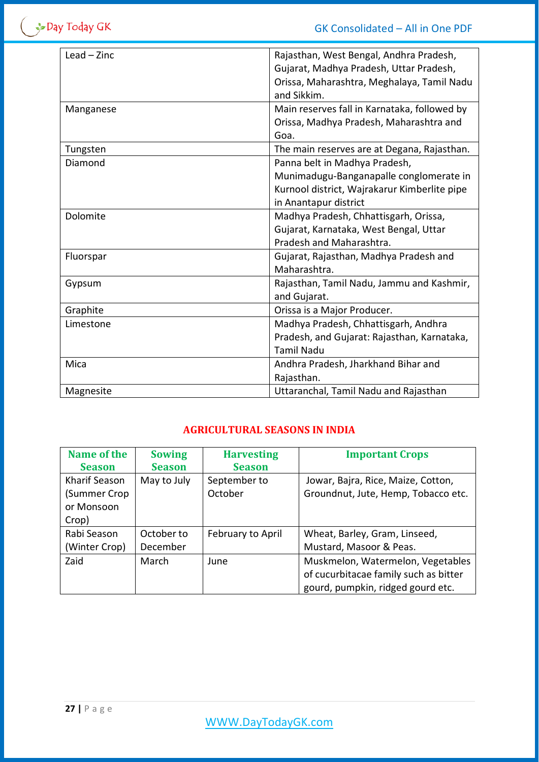| | |
|---|---|
| Lead – Zinc | Rajasthan, West Bengal, Andhra Pradesh, Gujarat, Madhya Pradesh, Uttar Pradesh, Orissa, Maharashtra, Meghalaya, Tamil Nadu and Sikkim. |
| Manganese | Main reserves fall in Karnataka, followed by Orissa, Madhya Pradesh, Maharashtra and Goa. |
| Tungsten | The main reserves are at Degana, Rajasthan. |
| Diamond | Panna belt in Madhya Pradesh, Munimadugu-Banganapalle conglomerate in Kurnool district, Wajrakarur Kimberlite pipe in Anantapur district |
| Dolomite | Madhya Pradesh, Chhattisgarh, Orissa, Gujarat, Karnataka, West Bengal, Uttar Pradesh and Maharashtra. |
| Fluorspar | Gujarat, Rajasthan, Madhya Pradesh and Maharashtra. |
| Gypsum | Rajasthan, Tamil Nadu, Jammu and Kashmir, and Gujarat. |
| Graphite | Orissa is a Major Producer. |
| Limestone | Madhya Pradesh, Chhattisgarh, Andhra Pradesh, and Gujarat: Rajasthan, Karnataka, Tamil Nadu |
| Mica | Andhra Pradesh, Jharkhand Bihar and Rajasthan. |
| Magnesite | Uttaranchal, Tamil Nadu and Rajasthan |

## AGRICULTURAL SEASONS IN INDIA

| Name of the Season | Sowing Season | Harvesting Season | Important Crops |
|---|---|---|---|
| Kharif Season (Summer Crop or Monsoon Crop) | May to July | September to October | Jowar, Bajra, Rice, Maize, Cotton, Groundnut, Jute, Hemp, Tobacco etc. |
| Rabi Season (Winter Crop) | October to December | February to April | Wheat, Barley, Gram, Linseed, Mustard, Masoor & Peas. |
| Zaid | March | June | Muskmelon, Watermelon, Vegetables of cucurbitacae family such as bitter gourd, pumpkin, ridged gourd etc. |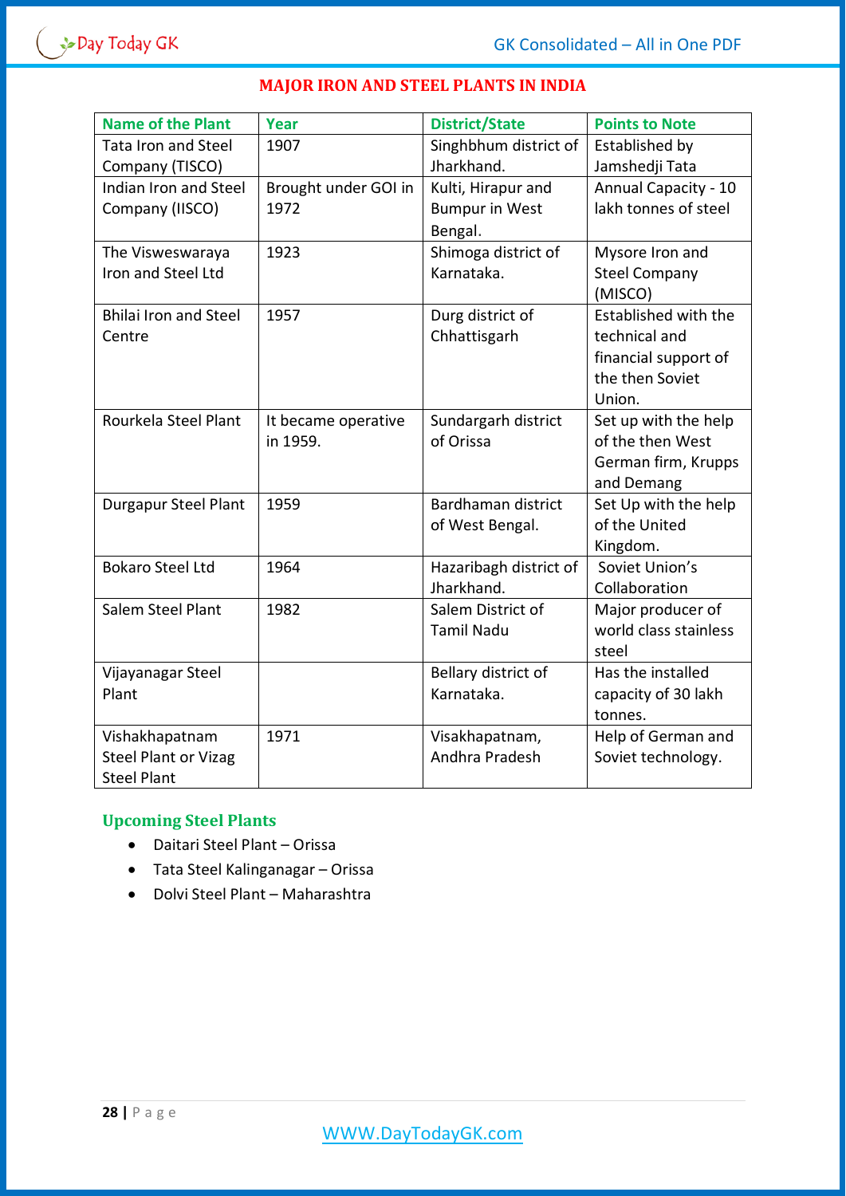## MAJOR IRON AND STEEL PLANTS IN INDIA

| Name of the Plant | Year | District/State | Points to Note |
|---|---|---|---|
| Tata Iron and Steel Company (TISCO) | 1907 | Singhbhum district of Jharkhand. | Established by Jamshedji Tata |
| Indian Iron and Steel Company (IISCO) | Brought under GOI in 1972 | Kulti, Hirapur and Bumpur in West Bengal. | Annual Capacity - 10 lakh tonnes of steel |
| The Visweswaraya Iron and Steel Ltd | 1923 | Shimoga district of Karnataka. | Mysore Iron and Steel Company (MISCO) |
| Bhilai Iron and Steel Centre | 1957 | Durg district of Chhattisgarh | Established with the technical and financial support of the then Soviet Union. |
| Rourkela Steel Plant | It became operative in 1959. | Sundargarh district of Orissa | Set up with the help of the then West German firm, Krupps and Demang |
| Durgapur Steel Plant | 1959 | Bardhaman district of West Bengal. | Set Up with the help of the United Kingdom. |
| Bokaro Steel Ltd | 1964 | Hazaribagh district of Jharkhand. | Soviet Union's Collaboration |
| Salem Steel Plant | 1982 | Salem District of Tamil Nadu | Major producer of world class stainless steel |
| Vijayanagar Steel Plant | | Bellary district of Karnataka. | Has the installed capacity of 30 lakh tonnes. |
| Vishakhapatnam Steel Plant or Vizag Steel Plant | 1971 | Visakhapatnam, Andhra Pradesh | Help of German and Soviet technology. |

### Upcoming Steel Plants

- Daitari Steel Plant – Orissa
- Tata Steel Kalinganagar – Orissa
- Dolvi Steel Plant – Maharashtra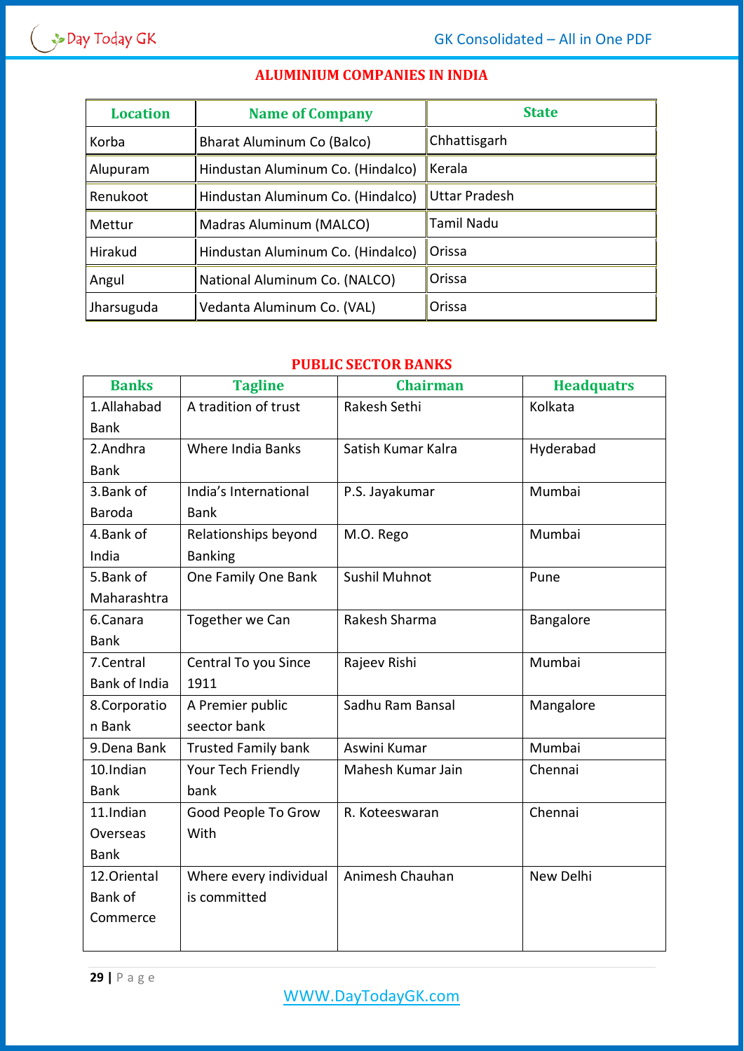## ALUMINIUM COMPANIES IN INDIA

| Location | Name of Company | State |
|---|---|---|
| Korba | Bharat Aluminum Co (Balco) | Chhattisgarh |
| Alupuram | Hindustan Aluminum Co. (Hindalco) | Kerala |
| Renukoot | Hindustan Aluminum Co. (Hindalco) | Uttar Pradesh |
| Mettur | Madras Aluminum (MALCO) | Tamil Nadu |
| Hirakud | Hindustan Aluminum Co. (Hindalco) | Orissa |
| Angul | National Aluminum Co. (NALCO) | Orissa |
| Jharsuguda | Vedanta Aluminum Co. (VAL) | Orissa |

## PUBLIC SECTOR BANKS

| Banks | Tagline | Chairman | Headquatrs |
|---|---|---|---|
| 1.Allahabad Bank | A tradition of trust | Rakesh Sethi | Kolkata |
| 2.Andhra Bank | Where India Banks | Satish Kumar Kalra | Hyderabad |
| 3.Bank of Baroda | India's International Bank | P.S. Jayakumar | Mumbai |
| 4.Bank of India | Relationships beyond Banking | M.O. Rego | Mumbai |
| 5.Bank of Maharashtra | One Family One Bank | Sushil Muhnot | Pune |
| 6.Canara Bank | Together we Can | Rakesh Sharma | Bangalore |
| 7.Central Bank of India | Central To you Since 1911 | Rajeev Rishi | Mumbai |
| 8.Corporation Bank | A Premier public seector bank | Sadhu Ram Bansal | Mangalore |
| 9.Dena Bank | Trusted Family bank | Aswini Kumar | Mumbai |
| 10.Indian Bank | Your Tech Friendly bank | Mahesh Kumar Jain | Chennai |
| 11.Indian Overseas Bank | Good People To Grow With | R. Koteeswaran | Chennai |
| 12.Oriental Bank of Commerce | Where every individual is committed | Animesh Chauhan | New Delhi |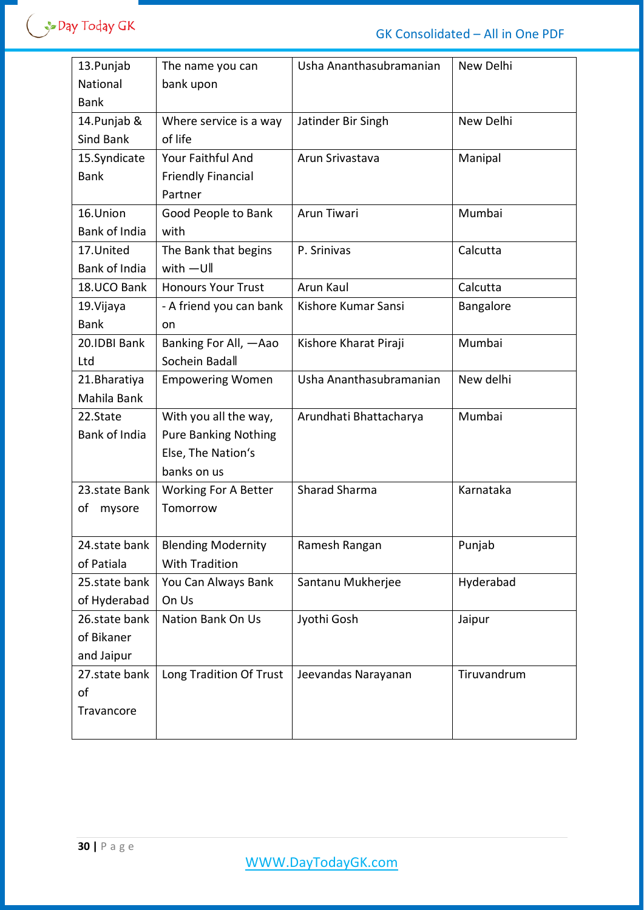| 13.Punjab National Bank | The name you can bank upon | Usha Ananthasubramanian | New Delhi |
|---|---|---|---|
| 14.Punjab & Sind Bank | Where service is a way of life | Jatinder Bir Singh | New Delhi |
| 15.Syndicate Bank | Your Faithful And Friendly Financial Partner | Arun Srivastava | Manipal |
| 16.Union Bank of India | Good People to Bank with | Arun Tiwari | Mumbai |
| 17.United Bank of India | The Bank that begins with —U‖ | P. Srinivas | Calcutta |
| 18.UCO Bank | Honours Your Trust | Arun Kaul | Calcutta |
| 19.Vijaya Bank | - A friend you can bank on | Kishore Kumar Sansi | Bangalore |
| 20.IDBI Bank Ltd | Banking For All, —Aao Sochein Bada‖ | Kishore Kharat Piraji | Mumbai |
| 21.Bharatiya Mahila Bank | Empowering Women | Usha Ananthasubramanian | New delhi |
| 22.State Bank of India | With you all the way, Pure Banking Nothing Else, The Nation's banks on us | Arundhati Bhattacharya | Mumbai |
| 23.state Bank of mysore | Working For A Better Tomorrow | Sharad Sharma | Karnataka |
| 24.state bank of Patiala | Blending Modernity With Tradition | Ramesh Rangan | Punjab |
| 25.state bank of Hyderabad | You Can Always Bank On Us | Santanu Mukherjee | Hyderabad |
| 26.state bank of Bikaner and Jaipur | Nation Bank On Us | Jyothi Gosh | Jaipur |
| 27.state bank of Travancore | Long Tradition Of Trust | Jeevandas Narayanan | Tiruvandrum |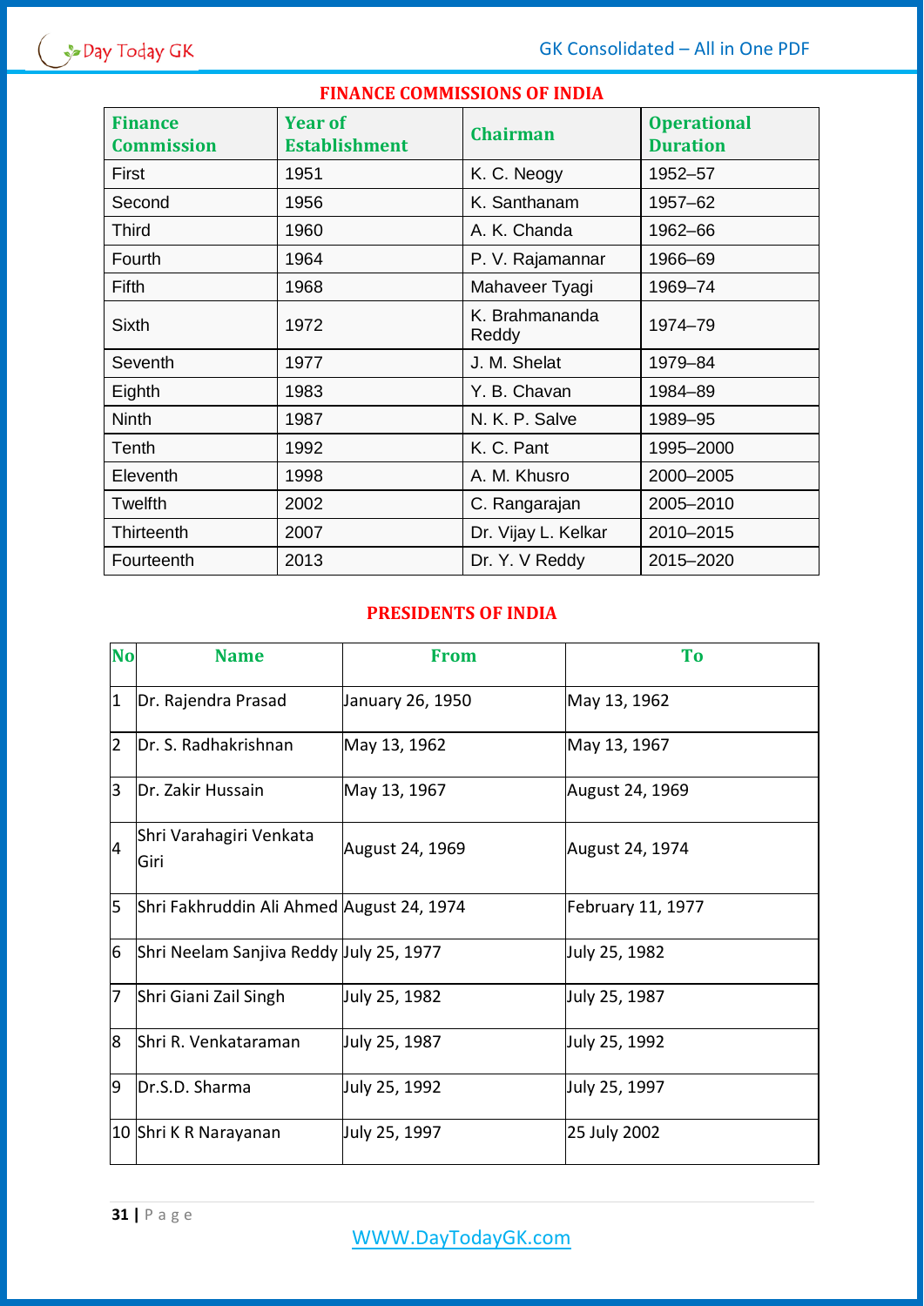## FINANCE COMMISSIONS OF INDIA

| Finance Commission | Year of Establishment | Chairman | Operational Duration |
|---|---|---|---|
| First | 1951 | K. C. Neogy | 1952–57 |
| Second | 1956 | K. Santhanam | 1957–62 |
| Third | 1960 | A. K. Chanda | 1962–66 |
| Fourth | 1964 | P. V. Rajamannar | 1966–69 |
| Fifth | 1968 | Mahaveer Tyagi | 1969–74 |
| Sixth | 1972 | K. Brahmananda Reddy | 1974–79 |
| Seventh | 1977 | J. M. Shelat | 1979–84 |
| Eighth | 1983 | Y. B. Chavan | 1984–89 |
| Ninth | 1987 | N. K. P. Salve | 1989–95 |
| Tenth | 1992 | K. C. Pant | 1995–2000 |
| Eleventh | 1998 | A. M. Khusro | 2000–2005 |
| Twelfth | 2002 | C. Rangarajan | 2005–2010 |
| Thirteenth | 2007 | Dr. Vijay L. Kelkar | 2010–2015 |
| Fourteenth | 2013 | Dr. Y. V Reddy | 2015–2020 |

## PRESIDENTS OF INDIA

| No | Name | From | To |
|---|---|---|---|
| 1 | Dr. Rajendra Prasad | January 26, 1950 | May 13, 1962 |
| 2 | Dr. S. Radhakrishnan | May 13, 1962 | May 13, 1967 |
| 3 | Dr. Zakir Hussain | May 13, 1967 | August 24, 1969 |
| 4 | Shri Varahagiri Venkata Giri | August 24, 1969 | August 24, 1974 |
| 5 | Shri Fakhruddin Ali Ahmed | August 24, 1974 | February 11, 1977 |
| 6 | Shri Neelam Sanjiva Reddy | July 25, 1977 | July 25, 1982 |
| 7 | Shri Giani Zail Singh | July 25, 1982 | July 25, 1987 |
| 8 | Shri R. Venkataraman | July 25, 1987 | July 25, 1992 |
| 9 | Dr.S.D. Sharma | July 25, 1992 | July 25, 1997 |
| 10 | Shri K R Narayanan | July 25, 1997 | 25 July 2002 |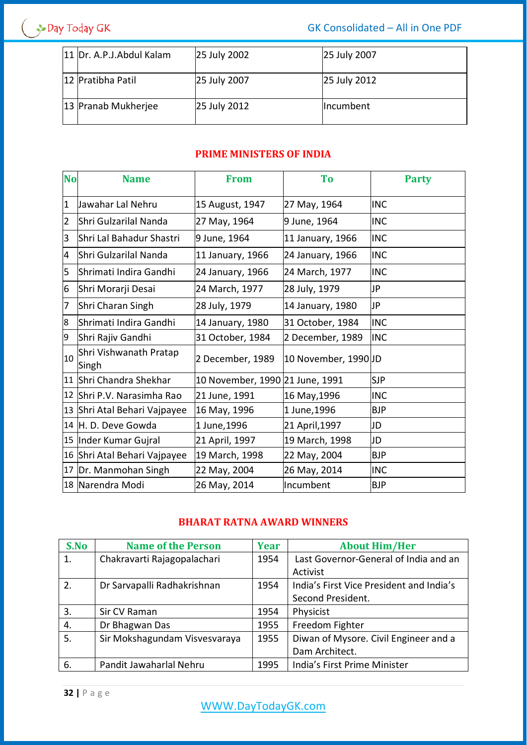| | | | |
|---|---|---|---|
| 11 | Dr. A.P.J.Abdul Kalam | 25 July 2002 | 25 July 2007 |
| 12 | Pratibha Patil | 25 July 2007 | 25 July 2012 |
| 13 | Pranab Mukherjee | 25 July 2012 | Incumbent |

## PRIME MINISTERS OF INDIA

| No | Name | From | To | Party |
|---|---|---|---|---|
| 1 | Jawahar Lal Nehru | 15 August, 1947 | 27 May, 1964 | INC |
| 2 | Shri Gulzarilal Nanda | 27 May, 1964 | 9 June, 1964 | INC |
| 3 | Shri Lal Bahadur Shastri | 9 June, 1964 | 11 January, 1966 | INC |
| 4 | Shri Gulzarilal Nanda | 11 January, 1966 | 24 January, 1966 | INC |
| 5 | Shrimati Indira Gandhi | 24 January, 1966 | 24 March, 1977 | INC |
| 6 | Shri Morarji Desai | 24 March, 1977 | 28 July, 1979 | JP |
| 7 | Shri Charan Singh | 28 July, 1979 | 14 January, 1980 | JP |
| 8 | Shrimati Indira Gandhi | 14 January, 1980 | 31 October, 1984 | INC |
| 9 | Shri Rajiv Gandhi | 31 October, 1984 | 2 December, 1989 | INC |
| 10 | Shri Vishwanath Pratap Singh | 2 December, 1989 | 10 November, 1990 | JD |
| 11 | Shri Chandra Shekhar | 10 November, 1990 | 21 June, 1991 | SJP |
| 12 | Shri P.V. Narasimha Rao | 21 June, 1991 | 16 May,1996 | INC |
| 13 | Shri Atal Behari Vajpayee | 16 May, 1996 | 1 June,1996 | BJP |
| 14 | H. D. Deve Gowda | 1 June,1996 | 21 April,1997 | JD |
| 15 | Inder Kumar Gujral | 21 April, 1997 | 19 March, 1998 | JD |
| 16 | Shri Atal Behari Vajpayee | 19 March, 1998 | 22 May, 2004 | BJP |
| 17 | Dr. Manmohan Singh | 22 May, 2004 | 26 May, 2014 | INC |
| 18 | Narendra Modi | 26 May, 2014 | Incumbent | BJP |

## BHARAT RATNA AWARD WINNERS

| S.No | Name of the Person | Year | About Him/Her |
|---|---|---|---|
| 1. | Chakravarti Rajagopalachari | 1954 | Last Governor-General of India and an Activist |
| 2. | Dr Sarvapalli Radhakrishnan | 1954 | India's First Vice President and India's Second President. |
| 3. | Sir CV Raman | 1954 | Physicist |
| 4. | Dr Bhagwan Das | 1955 | Freedom Fighter |
| 5. | Sir Mokshagundam Visvesvaraya | 1955 | Diwan of Mysore. Civil Engineer and a Dam Architect. |
| 6. | Pandit Jawaharlal Nehru | 1995 | India's First Prime Minister |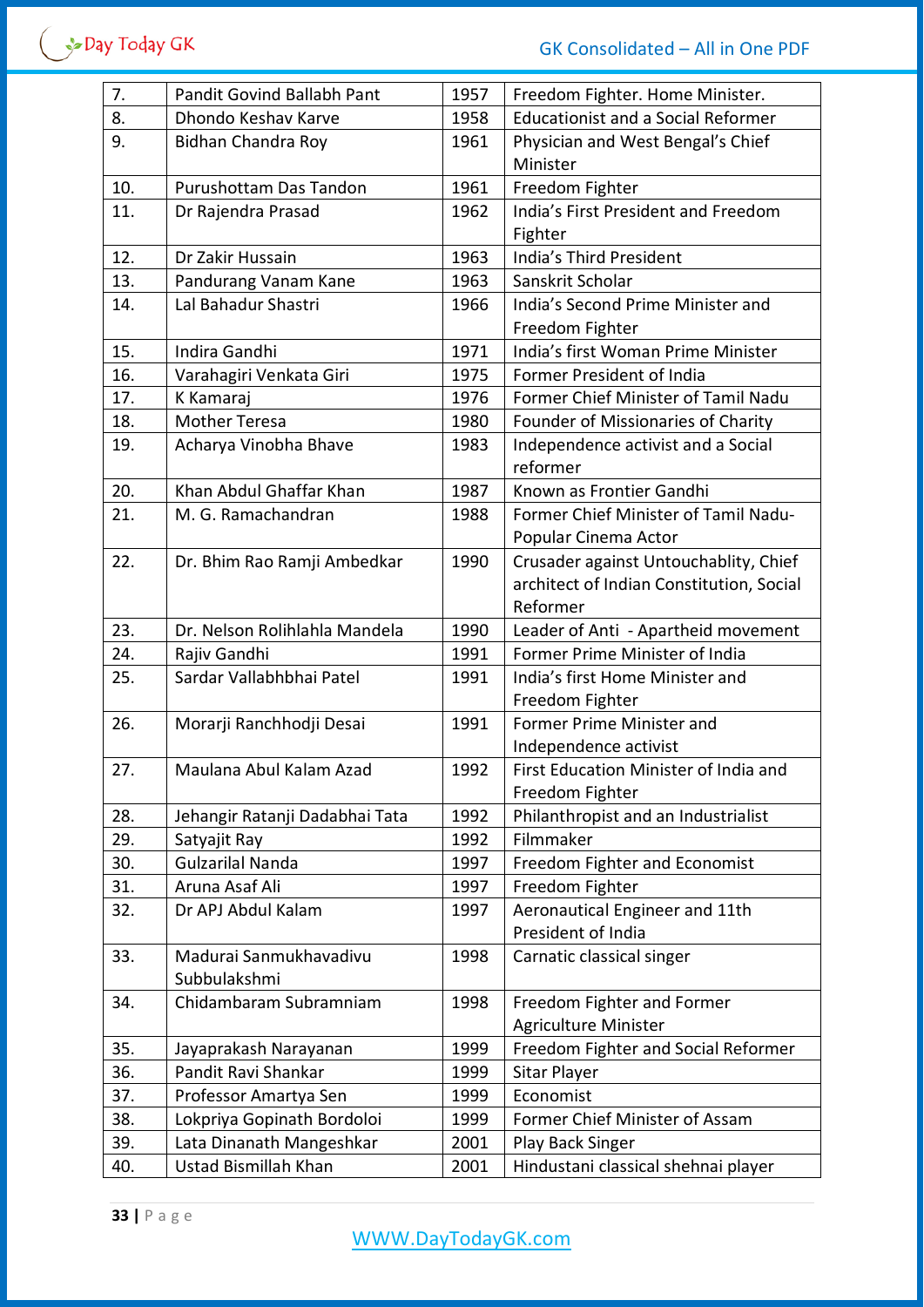| 7. | Pandit Govind Ballabh Pant | 1957 | Freedom Fighter. Home Minister. |
|---|---|---|---|
| 8. | Dhondo Keshav Karve | 1958 | Educationist and a Social Reformer |
| 9. | Bidhan Chandra Roy | 1961 | Physician and West Bengal's Chief Minister |
| 10. | Purushottam Das Tandon | 1961 | Freedom Fighter |
| 11. | Dr Rajendra Prasad | 1962 | India's First President and Freedom Fighter |
| 12. | Dr Zakir Hussain | 1963 | India's Third President |
| 13. | Pandurang Vanam Kane | 1963 | Sanskrit Scholar |
| 14. | Lal Bahadur Shastri | 1966 | India's Second Prime Minister and Freedom Fighter |
| 15. | Indira Gandhi | 1971 | India's first Woman Prime Minister |
| 16. | Varahagiri Venkata Giri | 1975 | Former President of India |
| 17. | K Kamaraj | 1976 | Former Chief Minister of Tamil Nadu |
| 18. | Mother Teresa | 1980 | Founder of Missionaries of Charity |
| 19. | Acharya Vinobha Bhave | 1983 | Independence activist and a Social reformer |
| 20. | Khan Abdul Ghaffar Khan | 1987 | Known as Frontier Gandhi |
| 21. | M. G. Ramachandran | 1988 | Former Chief Minister of Tamil Nadu- Popular Cinema Actor |
| 22. | Dr. Bhim Rao Ramji Ambedkar | 1990 | Crusader against Untouchablity, Chief architect of Indian Constitution, Social Reformer |
| 23. | Dr. Nelson Rolihlahla Mandela | 1990 | Leader of Anti - Apartheid movement |
| 24. | Rajiv Gandhi | 1991 | Former Prime Minister of India |
| 25. | Sardar Vallabhbhai Patel | 1991 | India's first Home Minister and Freedom Fighter |
| 26. | Morarji Ranchhodji Desai | 1991 | Former Prime Minister and Independence activist |
| 27. | Maulana Abul Kalam Azad | 1992 | First Education Minister of India and Freedom Fighter |
| 28. | Jehangir Ratanji Dadabhai Tata | 1992 | Philanthropist and an Industrialist |
| 29. | Satyajit Ray | 1992 | Filmmaker |
| 30. | Gulzarilal Nanda | 1997 | Freedom Fighter and Economist |
| 31. | Aruna Asaf Ali | 1997 | Freedom Fighter |
| 32. | Dr APJ Abdul Kalam | 1997 | Aeronautical Engineer and 11th President of India |
| 33. | Madurai Sanmukhavadivu Subbulakshmi | 1998 | Carnatic classical singer |
| 34. | Chidambaram Subramniam | 1998 | Freedom Fighter and Former Agriculture Minister |
| 35. | Jayaprakash Narayanan | 1999 | Freedom Fighter and Social Reformer |
| 36. | Pandit Ravi Shankar | 1999 | Sitar Player |
| 37. | Professor Amartya Sen | 1999 | Economist |
| 38. | Lokpriya Gopinath Bordoloi | 1999 | Former Chief Minister of Assam |
| 39. | Lata Dinanath Mangeshkar | 2001 | Play Back Singer |
| 40. | Ustad Bismillah Khan | 2001 | Hindustani classical shehnai player |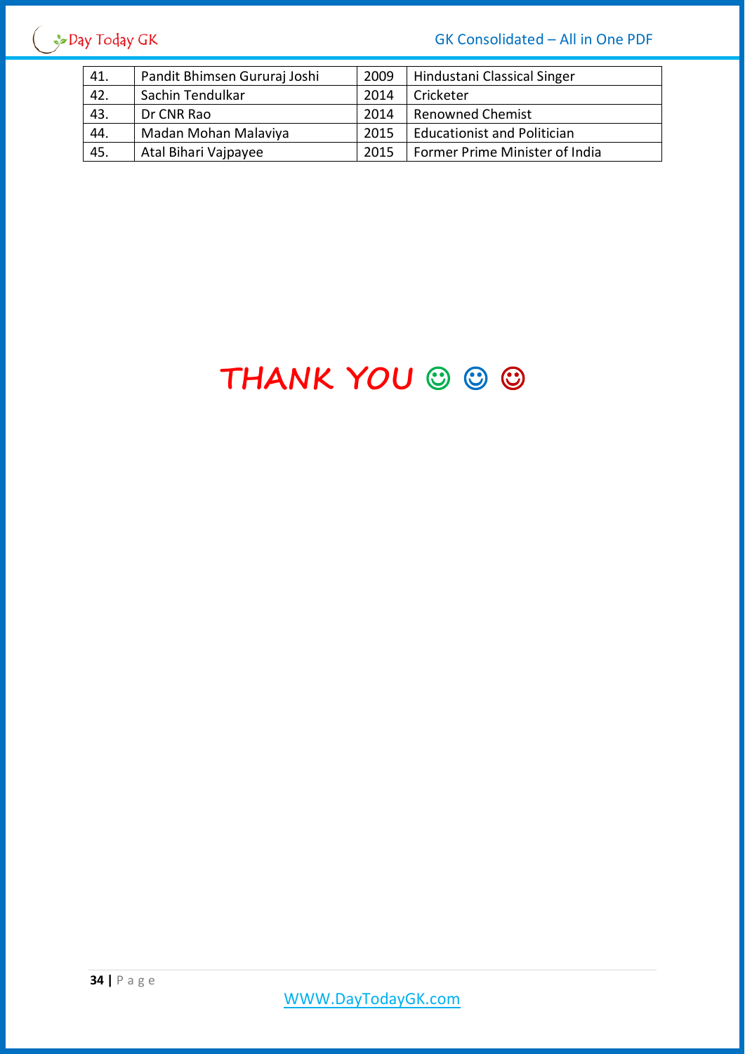| | | | |
|---|---|---|---|
| 41. | Pandit Bhimsen Gururaj Joshi | 2009 | Hindustani Classical Singer |
| 42. | Sachin Tendulkar | 2014 | Cricketer |
| 43. | Dr CNR Rao | 2014 | Renowned Chemist |
| 44. | Madan Mohan Malaviya | 2015 | Educationist and Politician |
| 45. | Atal Bihari Vajpayee | 2015 | Former Prime Minister of India |

***THANK YOU*** ☺ ☺ ☺